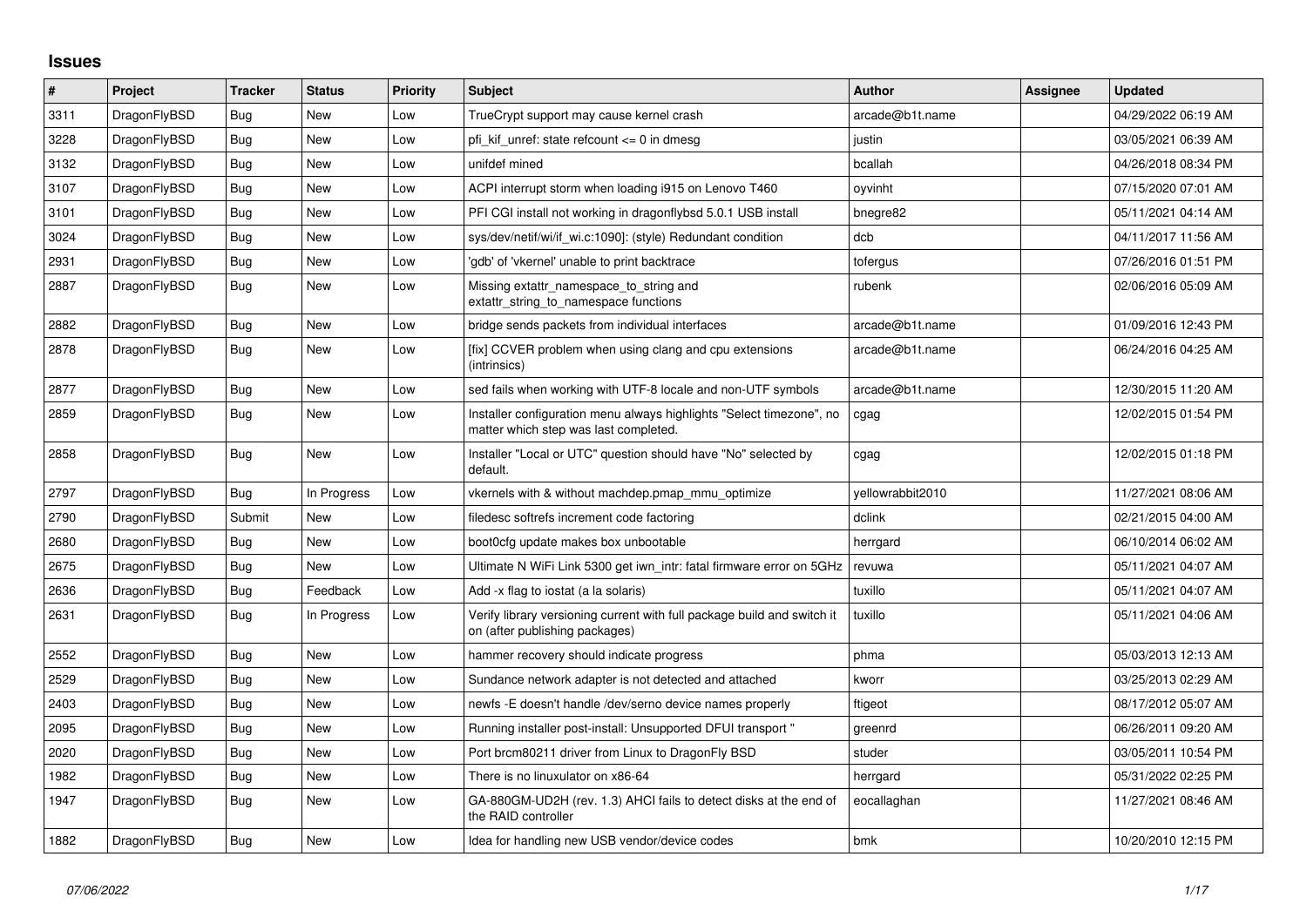## Issues

| # | Project | Tracker | Status | Priority | Subject | Author | Assignee | Updated |
|---|---|---|---|---|---|---|---|---|
| 3311 | DragonFlyBSD | Bug | New | Low | TrueCrypt support may cause kernel crash | arcade@b1t.name | | 04/29/2022 06:19 AM |
| 3228 | DragonFlyBSD | Bug | New | Low | pfi_kif_unref: state refcount <= 0 in dmesg | justin | | 03/05/2021 06:39 AM |
| 3132 | DragonFlyBSD | Bug | New | Low | unifdef mined | bcallah | | 04/26/2018 08:34 PM |
| 3107 | DragonFlyBSD | Bug | New | Low | ACPI interrupt storm when loading i915 on Lenovo T460 | oyvinht | | 07/15/2020 07:01 AM |
| 3101 | DragonFlyBSD | Bug | New | Low | PFI CGI install not working in dragonflybsd 5.0.1 USB install | bnegre82 | | 05/11/2021 04:14 AM |
| 3024 | DragonFlyBSD | Bug | New | Low | sys/dev/netif/wi/if_wi.c:1090]: (style) Redundant condition | dcb | | 04/11/2017 11:56 AM |
| 2931 | DragonFlyBSD | Bug | New | Low | 'gdb' of 'vkernel' unable to print backtrace | tofergus | | 07/26/2016 01:51 PM |
| 2887 | DragonFlyBSD | Bug | New | Low | Missing extattr_namespace_to_string and extattr_string_to_namespace functions | rubenk | | 02/06/2016 05:09 AM |
| 2882 | DragonFlyBSD | Bug | New | Low | bridge sends packets from individual interfaces | arcade@b1t.name | | 01/09/2016 12:43 PM |
| 2878 | DragonFlyBSD | Bug | New | Low | [fix] CCVER problem when using clang and cpu extensions (intrinsics) | arcade@b1t.name | | 06/24/2016 04:25 AM |
| 2877 | DragonFlyBSD | Bug | New | Low | sed fails when working with UTF-8 locale and non-UTF symbols | arcade@b1t.name | | 12/30/2015 11:20 AM |
| 2859 | DragonFlyBSD | Bug | New | Low | Installer configuration menu always highlights "Select timezone", no matter which step was last completed. | cgag | | 12/02/2015 01:54 PM |
| 2858 | DragonFlyBSD | Bug | New | Low | Installer "Local or UTC" question should have "No" selected by default. | cgag | | 12/02/2015 01:18 PM |
| 2797 | DragonFlyBSD | Bug | In Progress | Low | vkernels with & without machdep.pmap_mmu_optimize | yellowrabbit2010 | | 11/27/2021 08:06 AM |
| 2790 | DragonFlyBSD | Submit | New | Low | filedesc softrefs increment code factoring | dclink | | 02/21/2015 04:00 AM |
| 2680 | DragonFlyBSD | Bug | New | Low | boot0cfg update makes box unbootable | herrgard | | 06/10/2014 06:02 AM |
| 2675 | DragonFlyBSD | Bug | New | Low | Ultimate N WiFi Link 5300 get iwn_intr: fatal firmware error on 5GHz | revuwa | | 05/11/2021 04:07 AM |
| 2636 | DragonFlyBSD | Bug | Feedback | Low | Add -x flag to iostat (a la solaris) | tuxillo | | 05/11/2021 04:07 AM |
| 2631 | DragonFlyBSD | Bug | In Progress | Low | Verify library versioning current with full package build and switch it on (after publishing packages) | tuxillo | | 05/11/2021 04:06 AM |
| 2552 | DragonFlyBSD | Bug | New | Low | hammer recovery should indicate progress | phma | | 05/03/2013 12:13 AM |
| 2529 | DragonFlyBSD | Bug | New | Low | Sundance network adapter is not detected and attached | kworr | | 03/25/2013 02:29 AM |
| 2403 | DragonFlyBSD | Bug | New | Low | newfs -E doesn't handle /dev/serno device names properly | ftigeot | | 08/17/2012 05:07 AM |
| 2095 | DragonFlyBSD | Bug | New | Low | Running installer post-install: Unsupported DFUI transport " | greenrd | | 06/26/2011 09:20 AM |
| 2020 | DragonFlyBSD | Bug | New | Low | Port brcm80211 driver from Linux to DragonFly BSD | studer | | 03/05/2011 10:54 PM |
| 1982 | DragonFlyBSD | Bug | New | Low | There is no linuxulator on x86-64 | herrgard | | 05/31/2022 02:25 PM |
| 1947 | DragonFlyBSD | Bug | New | Low | GA-880GM-UD2H (rev. 1.3) AHCI fails to detect disks at the end of the RAID controller | eocallaghan | | 11/27/2021 08:46 AM |
| 1882 | DragonFlyBSD | Bug | New | Low | Idea for handling new USB vendor/device codes | bmk | | 10/20/2010 12:15 PM |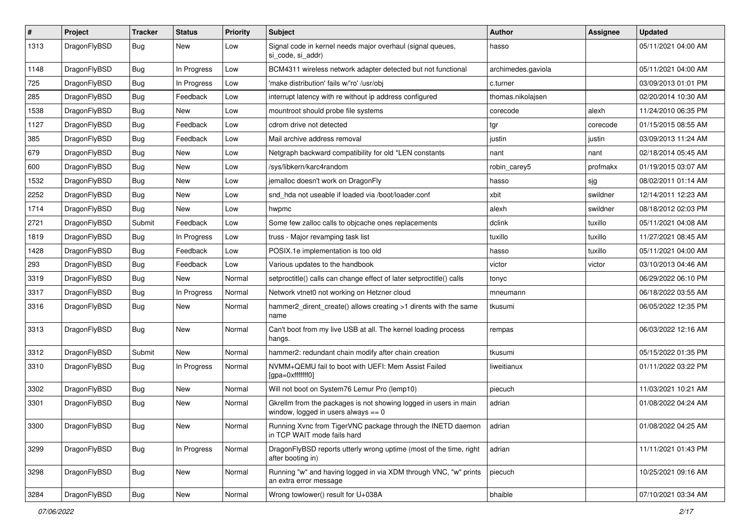| # | Project | Tracker | Status | Priority | Subject | Author | Assignee | Updated |
|---|---|---|---|---|---|---|---|---|
| 1313 | DragonFlyBSD | Bug | New | Low | Signal code in kernel needs major overhaul (signal queues, si_code, si_addr) | hasso | | 05/11/2021 04:00 AM |
| 1148 | DragonFlyBSD | Bug | In Progress | Low | BCM4311 wireless network adapter detected but not functional | archimedes.gaviola | | 05/11/2021 04:00 AM |
| 725 | DragonFlyBSD | Bug | In Progress | Low | 'make distribution' fails w/'ro' /usr/obj | c.turner | | 03/09/2013 01:01 PM |
| 285 | DragonFlyBSD | Bug | Feedback | Low | interrupt latency with re without ip address configured | thomas.nikolajsen | | 02/20/2014 10:30 AM |
| 1538 | DragonFlyBSD | Bug | New | Low | mountroot should probe file systems | corecode | alexh | 11/24/2010 06:35 PM |
| 1127 | DragonFlyBSD | Bug | Feedback | Low | cdrom drive not detected | tgr | corecode | 01/15/2015 08:55 AM |
| 385 | DragonFlyBSD | Bug | Feedback | Low | Mail archive address removal | justin | justin | 03/09/2013 11:24 AM |
| 679 | DragonFlyBSD | Bug | New | Low | Netgraph backward compatibility for old *LEN constants | nant | nant | 02/18/2014 05:45 AM |
| 600 | DragonFlyBSD | Bug | New | Low | /sys/libkern/karc4random | robin_carey5 | profmakx | 01/19/2015 03:07 AM |
| 1532 | DragonFlyBSD | Bug | New | Low | jemalloc doesn't work on DragonFly | hasso | sjg | 08/02/2011 01:14 AM |
| 2252 | DragonFlyBSD | Bug | New | Low | snd_hda not useable if loaded via /boot/loader.conf | xbit | swildner | 12/14/2011 12:23 AM |
| 1714 | DragonFlyBSD | Bug | New | Low | hwpmc | alexh | swildner | 08/18/2012 02:03 PM |
| 2721 | DragonFlyBSD | Submit | Feedback | Low | Some few zalloc calls to objcache ones replacements | dclink | tuxillo | 05/11/2021 04:08 AM |
| 1819 | DragonFlyBSD | Bug | In Progress | Low | truss - Major revamping task list | tuxillo | tuxillo | 11/27/2021 08:45 AM |
| 1428 | DragonFlyBSD | Bug | Feedback | Low | POSIX.1e implementation is too old | hasso | tuxillo | 05/11/2021 04:00 AM |
| 293 | DragonFlyBSD | Bug | Feedback | Low | Various updates to the handbook | victor | victor | 03/10/2013 04:46 AM |
| 3319 | DragonFlyBSD | Bug | New | Normal | setproctitle() calls can change effect of later setproctitle() calls | tonyc | | 06/29/2022 06:10 PM |
| 3317 | DragonFlyBSD | Bug | In Progress | Normal | Network vtnet0 not working on Hetzner cloud | mneumann | | 06/18/2022 03:55 AM |
| 3316 | DragonFlyBSD | Bug | New | Normal | hammer2_dirent_create() allows creating >1 dirents with the same name | tkusumi | | 06/05/2022 12:35 PM |
| 3313 | DragonFlyBSD | Bug | New | Normal | Can't boot from my live USB at all. The kernel loading process hangs. | rempas | | 06/03/2022 12:16 AM |
| 3312 | DragonFlyBSD | Submit | New | Normal | hammer2: redundant chain modify after chain creation | tkusumi | | 05/15/2022 01:35 PM |
| 3310 | DragonFlyBSD | Bug | In Progress | Normal | NVMM+QEMU fail to boot with UEFI: Mem Assist Failed [gpa=0xfffffff0] | liweitianux | | 01/11/2022 03:22 PM |
| 3302 | DragonFlyBSD | Bug | New | Normal | Will not boot on System76 Lemur Pro (lemp10) | piecuch | | 11/03/2021 10:21 AM |
| 3301 | DragonFlyBSD | Bug | New | Normal | Gkrellm from the packages is not showing logged in users in main window, logged in users always == 0 | adrian | | 01/08/2022 04:24 AM |
| 3300 | DragonFlyBSD | Bug | New | Normal | Running Xvnc from TigerVNC package through the INETD daemon in TCP WAIT mode fails hard | adrian | | 01/08/2022 04:25 AM |
| 3299 | DragonFlyBSD | Bug | In Progress | Normal | DragonFlyBSD reports utterly wrong uptime (most of the time, right after booting in) | adrian | | 11/11/2021 01:43 PM |
| 3298 | DragonFlyBSD | Bug | New | Normal | Running "w" and having logged in via XDM through VNC, "w" prints an extra error message | piecuch | | 10/25/2021 09:16 AM |
| 3284 | DragonFlyBSD | Bug | New | Normal | Wrong towlower() result for U+038A | bhaible | | 07/10/2021 03:34 AM |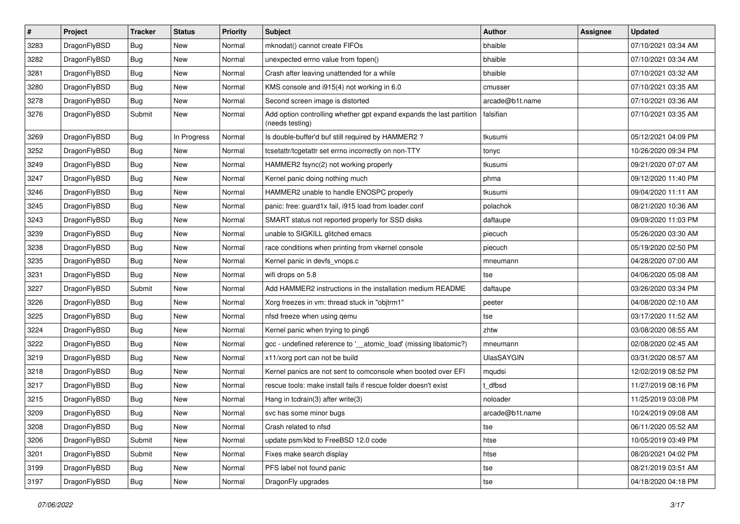| # | Project | Tracker | Status | Priority | Subject | Author | Assignee | Updated |
|---|---|---|---|---|---|---|---|---|
| 3283 | DragonFlyBSD | Bug | New | Normal | mknodat() cannot create FIFOs | bhaible | | 07/10/2021 03:34 AM |
| 3282 | DragonFlyBSD | Bug | New | Normal | unexpected errno value from fopen() | bhaible | | 07/10/2021 03:34 AM |
| 3281 | DragonFlyBSD | Bug | New | Normal | Crash after leaving unattended for a while | bhaible | | 07/10/2021 03:32 AM |
| 3280 | DragonFlyBSD | Bug | New | Normal | KMS console and i915(4) not working in 6.0 | cmusser | | 07/10/2021 03:35 AM |
| 3278 | DragonFlyBSD | Bug | New | Normal | Second screen image is distorted | arcade@b1t.name | | 07/10/2021 03:36 AM |
| 3276 | DragonFlyBSD | Submit | New | Normal | Add option controlling whether gpt expand expands the last partition (needs testing) | falsifian | | 07/10/2021 03:35 AM |
| 3269 | DragonFlyBSD | Bug | In Progress | Normal | Is double-buffer'd buf still required by HAMMER2 ? | tkusumi | | 05/12/2021 04:09 PM |
| 3252 | DragonFlyBSD | Bug | New | Normal | tcsetattr/tcgetattr set errno incorrectly on non-TTY | tonyc | | 10/26/2020 09:34 PM |
| 3249 | DragonFlyBSD | Bug | New | Normal | HAMMER2 fsync(2) not working properly | tkusumi | | 09/21/2020 07:07 AM |
| 3247 | DragonFlyBSD | Bug | New | Normal | Kernel panic doing nothing much | phma | | 09/12/2020 11:40 PM |
| 3246 | DragonFlyBSD | Bug | New | Normal | HAMMER2 unable to handle ENOSPC properly | tkusumi | | 09/04/2020 11:11 AM |
| 3245 | DragonFlyBSD | Bug | New | Normal | panic: free: guard1x fail, i915 load from loader.conf | polachok | | 08/21/2020 10:36 AM |
| 3243 | DragonFlyBSD | Bug | New | Normal | SMART status not reported properly for SSD disks | daftaupe | | 09/09/2020 11:03 PM |
| 3239 | DragonFlyBSD | Bug | New | Normal | unable to SIGKILL glitched emacs | piecuch | | 05/26/2020 03:30 AM |
| 3238 | DragonFlyBSD | Bug | New | Normal | race conditions when printing from vkernel console | piecuch | | 05/19/2020 02:50 PM |
| 3235 | DragonFlyBSD | Bug | New | Normal | Kernel panic in devfs_vnops.c | mneumann | | 04/28/2020 07:00 AM |
| 3231 | DragonFlyBSD | Bug | New | Normal | wifi drops on 5.8 | tse | | 04/06/2020 05:08 AM |
| 3227 | DragonFlyBSD | Submit | New | Normal | Add HAMMER2 instructions in the installation medium README | daftaupe | | 03/26/2020 03:34 PM |
| 3226 | DragonFlyBSD | Bug | New | Normal | Xorg freezes in vm: thread stuck in "objtrm1" | peeter | | 04/08/2020 02:10 AM |
| 3225 | DragonFlyBSD | Bug | New | Normal | nfsd freeze when using qemu | tse | | 03/17/2020 11:52 AM |
| 3224 | DragonFlyBSD | Bug | New | Normal | Kernel panic when trying to ping6 | zhtw | | 03/08/2020 08:55 AM |
| 3222 | DragonFlyBSD | Bug | New | Normal | gcc - undefined reference to '__atomic_load' (missing libatomic?) | mneumann | | 02/08/2020 02:45 AM |
| 3219 | DragonFlyBSD | Bug | New | Normal | x11/xorg port can not be build | UlasSAYGIN | | 03/31/2020 08:57 AM |
| 3218 | DragonFlyBSD | Bug | New | Normal | Kernel panics are not sent to comconsole when booted over EFI | mqudsi | | 12/02/2019 08:52 PM |
| 3217 | DragonFlyBSD | Bug | New | Normal | rescue tools: make install fails if rescue folder doesn't exist | t_dfbsd | | 11/27/2019 08:16 PM |
| 3215 | DragonFlyBSD | Bug | New | Normal | Hang in tcdrain(3) after write(3) | noloader | | 11/25/2019 03:08 PM |
| 3209 | DragonFlyBSD | Bug | New | Normal | svc has some minor bugs | arcade@b1t.name | | 10/24/2019 09:08 AM |
| 3208 | DragonFlyBSD | Bug | New | Normal | Crash related to nfsd | tse | | 06/11/2020 05:52 AM |
| 3206 | DragonFlyBSD | Submit | New | Normal | update psm/kbd to FreeBSD 12.0 code | htse | | 10/05/2019 03:49 PM |
| 3201 | DragonFlyBSD | Submit | New | Normal | Fixes make search display | htse | | 08/20/2021 04:02 PM |
| 3199 | DragonFlyBSD | Bug | New | Normal | PFS label not found panic | tse | | 08/21/2019 03:51 AM |
| 3197 | DragonFlyBSD | Bug | New | Normal | DragonFly upgrades | tse | | 04/18/2020 04:18 PM |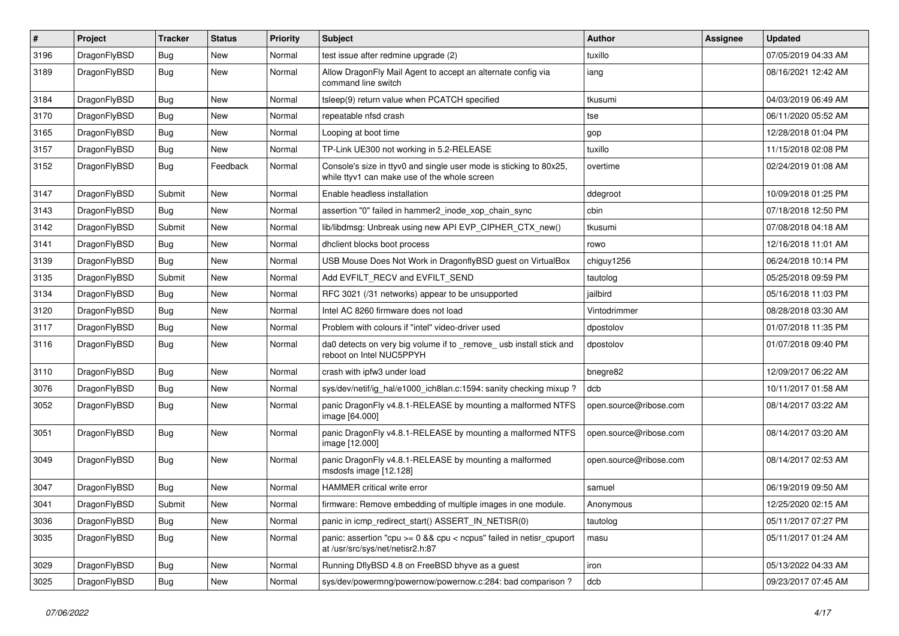| # | Project | Tracker | Status | Priority | Subject | Author | Assignee | Updated |
|---|---|---|---|---|---|---|---|---|
| 3196 | DragonFlyBSD | Bug | New | Normal | test issue after redmine upgrade (2) | tuxillo | | 07/05/2019 04:33 AM |
| 3189 | DragonFlyBSD | Bug | New | Normal | Allow DragonFly Mail Agent to accept an alternate config via command line switch | iang | | 08/16/2021 12:42 AM |
| 3184 | DragonFlyBSD | Bug | New | Normal | tsleep(9) return value when PCATCH specified | tkusumi | | 04/03/2019 06:49 AM |
| 3170 | DragonFlyBSD | Bug | New | Normal | repeatable nfsd crash | tse | | 06/11/2020 05:52 AM |
| 3165 | DragonFlyBSD | Bug | New | Normal | Looping at boot time | gop | | 12/28/2018 01:04 PM |
| 3157 | DragonFlyBSD | Bug | New | Normal | TP-Link UE300 not working in 5.2-RELEASE | tuxillo | | 11/15/2018 02:08 PM |
| 3152 | DragonFlyBSD | Bug | Feedback | Normal | Console's size in ttyv0 and single user mode is sticking to 80x25, while ttyv1 can make use of the whole screen | overtime | | 02/24/2019 01:08 AM |
| 3147 | DragonFlyBSD | Submit | New | Normal | Enable headless installation | ddegroot | | 10/09/2018 01:25 PM |
| 3143 | DragonFlyBSD | Bug | New | Normal | assertion "0" failed in hammer2_inode_xop_chain_sync | cbin | | 07/18/2018 12:50 PM |
| 3142 | DragonFlyBSD | Submit | New | Normal | lib/libdmsg: Unbreak using new API EVP_CIPHER_CTX_new() | tkusumi | | 07/08/2018 04:18 AM |
| 3141 | DragonFlyBSD | Bug | New | Normal | dhclient blocks boot process | rowo | | 12/16/2018 11:01 AM |
| 3139 | DragonFlyBSD | Bug | New | Normal | USB Mouse Does Not Work in DragonflyBSD guest on VirtualBox | chiguy1256 | | 06/24/2018 10:14 PM |
| 3135 | DragonFlyBSD | Submit | New | Normal | Add EVFILT_RECV and EVFILT_SEND | tautolog | | 05/25/2018 09:59 PM |
| 3134 | DragonFlyBSD | Bug | New | Normal | RFC 3021 (/31 networks) appear to be unsupported | jailbird | | 05/16/2018 11:03 PM |
| 3120 | DragonFlyBSD | Bug | New | Normal | Intel AC 8260 firmware does not load | Vintodrimmer | | 08/28/2018 03:30 AM |
| 3117 | DragonFlyBSD | Bug | New | Normal | Problem with colours if "intel" video-driver used | dpostolov | | 01/07/2018 11:35 PM |
| 3116 | DragonFlyBSD | Bug | New | Normal | da0 detects on very big volume if to _remove_ usb install stick and reboot on Intel NUC5PPYH | dpostolov | | 01/07/2018 09:40 PM |
| 3110 | DragonFlyBSD | Bug | New | Normal | crash with ipfw3 under load | bnegre82 | | 12/09/2017 06:22 AM |
| 3076 | DragonFlyBSD | Bug | New | Normal | sys/dev/netif/ig_hal/e1000_ich8lan.c:1594: sanity checking mixup ? | dcb | | 10/11/2017 01:58 AM |
| 3052 | DragonFlyBSD | Bug | New | Normal | panic DragonFly v4.8.1-RELEASE by mounting a malformed NTFS image [64.000] | open.source@ribose.com | | 08/14/2017 03:22 AM |
| 3051 | DragonFlyBSD | Bug | New | Normal | panic DragonFly v4.8.1-RELEASE by mounting a malformed NTFS image [12.000] | open.source@ribose.com | | 08/14/2017 03:20 AM |
| 3049 | DragonFlyBSD | Bug | New | Normal | panic DragonFly v4.8.1-RELEASE by mounting a malformed msdosfs image [12.128] | open.source@ribose.com | | 08/14/2017 02:53 AM |
| 3047 | DragonFlyBSD | Bug | New | Normal | HAMMER critical write error | samuel | | 06/19/2019 09:50 AM |
| 3041 | DragonFlyBSD | Submit | New | Normal | firmware: Remove embedding of multiple images in one module. | Anonymous | | 12/25/2020 02:15 AM |
| 3036 | DragonFlyBSD | Bug | New | Normal | panic in icmp_redirect_start() ASSERT_IN_NETISR(0) | tautolog | | 05/11/2017 07:27 PM |
| 3035 | DragonFlyBSD | Bug | New | Normal | panic: assertion "cpu >= 0 && cpu < ncpus" failed in netisr_cpuport at /usr/src/sys/net/netisr2.h:87 | masu | | 05/11/2017 01:24 AM |
| 3029 | DragonFlyBSD | Bug | New | Normal | Running DflyBSD 4.8 on FreeBSD bhyve as a guest | iron | | 05/13/2022 04:33 AM |
| 3025 | DragonFlyBSD | Bug | New | Normal | sys/dev/powermng/powernow/powernow.c:284: bad comparison ? | dcb | | 09/23/2017 07:45 AM |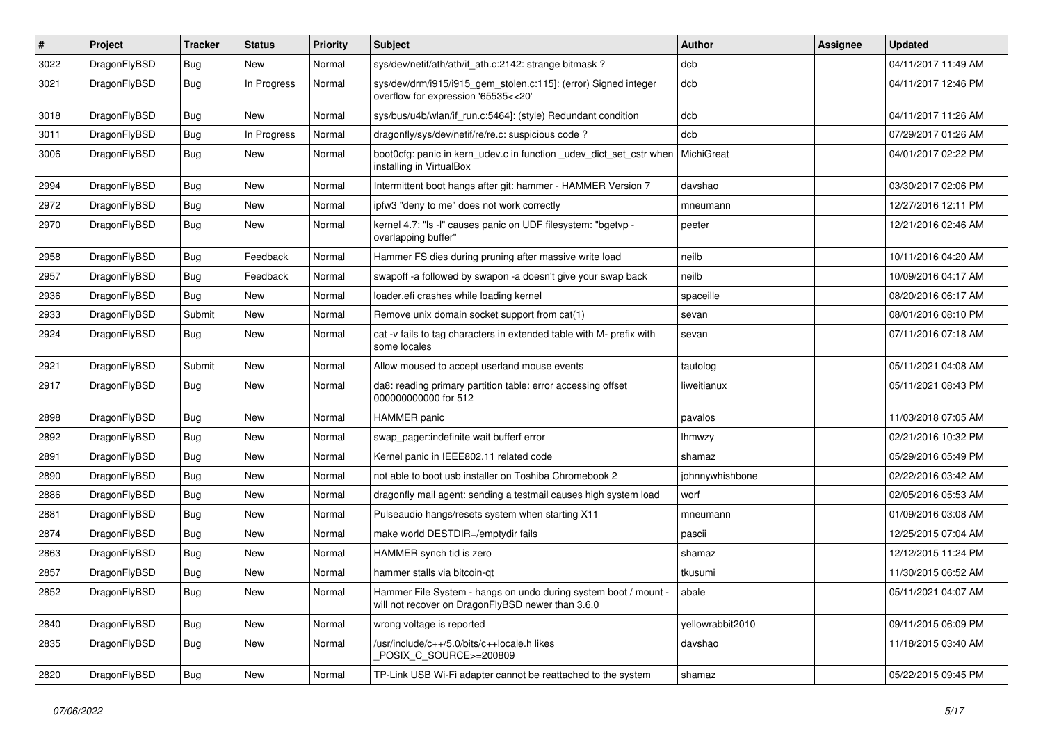| # | Project | Tracker | Status | Priority | Subject | Author | Assignee | Updated |
|---|---|---|---|---|---|---|---|---|
| 3022 | DragonFlyBSD | Bug | New | Normal | sys/dev/netif/ath/ath/if_ath.c:2142: strange bitmask ? | dcb | | 04/11/2017 11:49 AM |
| 3021 | DragonFlyBSD | Bug | In Progress | Normal | sys/dev/drm/i915/i915_gem_stolen.c:115]: (error) Signed integer overflow for expression '65535<<20' | dcb | | 04/11/2017 12:46 PM |
| 3018 | DragonFlyBSD | Bug | New | Normal | sys/bus/u4b/wlan/if_run.c:5464]: (style) Redundant condition | dcb | | 04/11/2017 11:26 AM |
| 3011 | DragonFlyBSD | Bug | In Progress | Normal | dragonfly/sys/dev/netif/re/re.c: suspicious code ? | dcb | | 07/29/2017 01:26 AM |
| 3006 | DragonFlyBSD | Bug | New | Normal | boot0cfg: panic in kern_udev.c in function _udev_dict_set_cstr when installing in VirtualBox | MichiGreat | | 04/01/2017 02:22 PM |
| 2994 | DragonFlyBSD | Bug | New | Normal | Intermittent boot hangs after git: hammer - HAMMER Version 7 | davshao | | 03/30/2017 02:06 PM |
| 2972 | DragonFlyBSD | Bug | New | Normal | ipfw3 "deny to me" does not work correctly | mneumann | | 12/27/2016 12:11 PM |
| 2970 | DragonFlyBSD | Bug | New | Normal | kernel 4.7: "ls -l" causes panic on UDF filesystem: "bgetvp - overlapping buffer" | peeter | | 12/21/2016 02:46 AM |
| 2958 | DragonFlyBSD | Bug | Feedback | Normal | Hammer FS dies during pruning after massive write load | neilb | | 10/11/2016 04:20 AM |
| 2957 | DragonFlyBSD | Bug | Feedback | Normal | swapoff -a followed by swapon -a doesn't give your swap back | neilb | | 10/09/2016 04:17 AM |
| 2936 | DragonFlyBSD | Bug | New | Normal | loader.efi crashes while loading kernel | spaceille | | 08/20/2016 06:17 AM |
| 2933 | DragonFlyBSD | Submit | New | Normal | Remove unix domain socket support from cat(1) | sevan | | 08/01/2016 08:10 PM |
| 2924 | DragonFlyBSD | Bug | New | Normal | cat -v fails to tag characters in extended table with M- prefix with some locales | sevan | | 07/11/2016 07:18 AM |
| 2921 | DragonFlyBSD | Submit | New | Normal | Allow moused to accept userland mouse events | tautolog | | 05/11/2021 04:08 AM |
| 2917 | DragonFlyBSD | Bug | New | Normal | da8: reading primary partition table: error accessing offset 000000000000 for 512 | liweitianux | | 05/11/2021 08:43 PM |
| 2898 | DragonFlyBSD | Bug | New | Normal | HAMMER panic | pavalos | | 11/03/2018 07:05 AM |
| 2892 | DragonFlyBSD | Bug | New | Normal | swap_pager:indefinite wait bufferf error | lhmwzy | | 02/21/2016 10:32 PM |
| 2891 | DragonFlyBSD | Bug | New | Normal | Kernel panic in IEEE802.11 related code | shamaz | | 05/29/2016 05:49 PM |
| 2890 | DragonFlyBSD | Bug | New | Normal | not able to boot usb installer on Toshiba Chromebook 2 | johnnywhishbone | | 02/22/2016 03:42 AM |
| 2886 | DragonFlyBSD | Bug | New | Normal | dragonfly mail agent: sending a testmail causes high system load | worf | | 02/05/2016 05:53 AM |
| 2881 | DragonFlyBSD | Bug | New | Normal | Pulseaudio hangs/resets system when starting X11 | mneumann | | 01/09/2016 03:08 AM |
| 2874 | DragonFlyBSD | Bug | New | Normal | make world DESTDIR=/emptydir fails | pascii | | 12/25/2015 07:04 AM |
| 2863 | DragonFlyBSD | Bug | New | Normal | HAMMER synch tid is zero | shamaz | | 12/12/2015 11:24 PM |
| 2857 | DragonFlyBSD | Bug | New | Normal | hammer stalls via bitcoin-qt | tkusumi | | 11/30/2015 06:52 AM |
| 2852 | DragonFlyBSD | Bug | New | Normal | Hammer File System - hangs on undo during system boot / mount - will not recover on DragonFlyBSD newer than 3.6.0 | abale | | 05/11/2021 04:07 AM |
| 2840 | DragonFlyBSD | Bug | New | Normal | wrong voltage is reported | yellowrabbit2010 | | 09/11/2015 06:09 PM |
| 2835 | DragonFlyBSD | Bug | New | Normal | /usr/include/c++/5.0/bits/c++locale.h likes _POSIX_C_SOURCE>=200809 | davshao | | 11/18/2015 03:40 AM |
| 2820 | DragonFlyBSD | Bug | New | Normal | TP-Link USB Wi-Fi adapter cannot be reattached to the system | shamaz | | 05/22/2015 09:45 PM |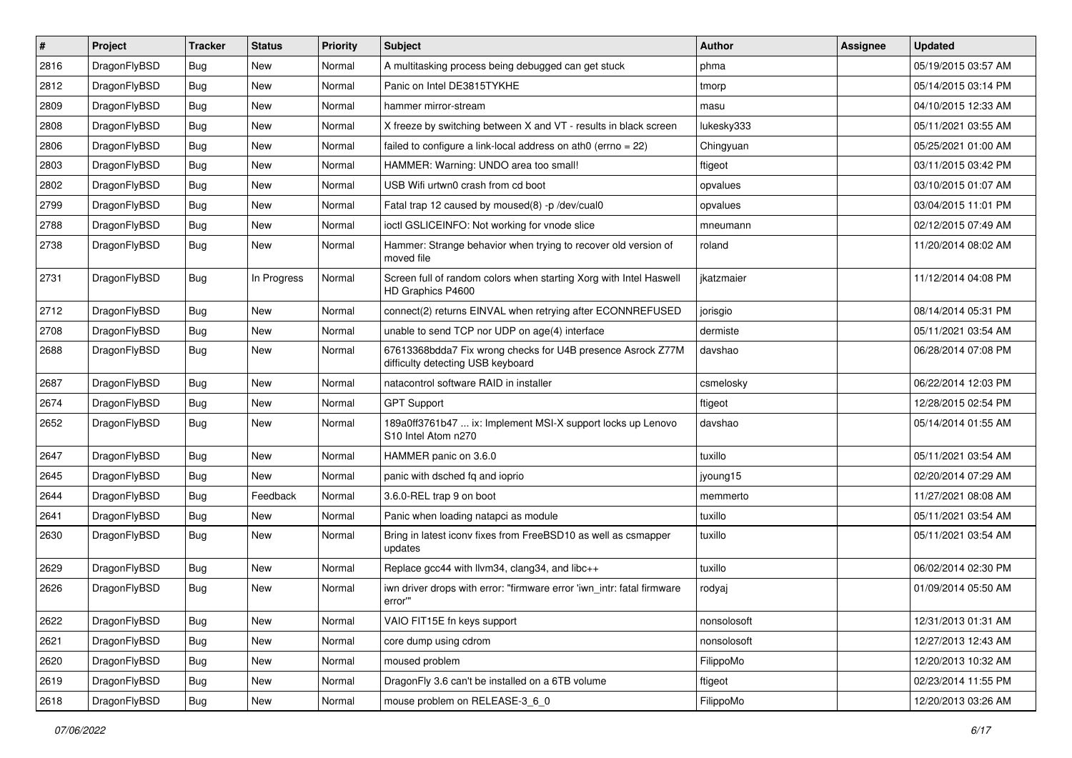| # | Project | Tracker | Status | Priority | Subject | Author | Assignee | Updated |
|---|---|---|---|---|---|---|---|---|
| 2816 | DragonFlyBSD | Bug | New | Normal | A multitasking process being debugged can get stuck | phma | | 05/19/2015 03:57 AM |
| 2812 | DragonFlyBSD | Bug | New | Normal | Panic on Intel DE3815TYKHE | tmorp | | 05/14/2015 03:14 PM |
| 2809 | DragonFlyBSD | Bug | New | Normal | hammer mirror-stream | masu | | 04/10/2015 12:33 AM |
| 2808 | DragonFlyBSD | Bug | New | Normal | X freeze by switching between X and VT - results in black screen | lukesky333 | | 05/11/2021 03:55 AM |
| 2806 | DragonFlyBSD | Bug | New | Normal | failed to configure a link-local address on ath0 (errno = 22) | Chingyuan | | 05/25/2021 01:00 AM |
| 2803 | DragonFlyBSD | Bug | New | Normal | HAMMER: Warning: UNDO area too small! | ftigeot | | 03/11/2015 03:42 PM |
| 2802 | DragonFlyBSD | Bug | New | Normal | USB Wifi urtwn0 crash from cd boot | opvalues | | 03/10/2015 01:07 AM |
| 2799 | DragonFlyBSD | Bug | New | Normal | Fatal trap 12 caused by moused(8) -p /dev/cual0 | opvalues | | 03/04/2015 11:01 PM |
| 2788 | DragonFlyBSD | Bug | New | Normal | ioctl GSLICEINFO: Not working for vnode slice | mneumann | | 02/12/2015 07:49 AM |
| 2738 | DragonFlyBSD | Bug | New | Normal | Hammer: Strange behavior when trying to recover old version of moved file | roland | | 11/20/2014 08:02 AM |
| 2731 | DragonFlyBSD | Bug | In Progress | Normal | Screen full of random colors when starting Xorg with Intel Haswell HD Graphics P4600 | jkatzmaier | | 11/12/2014 04:08 PM |
| 2712 | DragonFlyBSD | Bug | New | Normal | connect(2) returns EINVAL when retrying after ECONNREFUSED | jorisgio | | 08/14/2014 05:31 PM |
| 2708 | DragonFlyBSD | Bug | New | Normal | unable to send TCP nor UDP on age(4) interface | dermiste | | 05/11/2021 03:54 AM |
| 2688 | DragonFlyBSD | Bug | New | Normal | 67613368bdda7 Fix wrong checks for U4B presence Asrock Z77M difficulty detecting USB keyboard | davshao | | 06/28/2014 07:08 PM |
| 2687 | DragonFlyBSD | Bug | New | Normal | natacontrol software RAID in installer | csmelosky | | 06/22/2014 12:03 PM |
| 2674 | DragonFlyBSD | Bug | New | Normal | GPT Support | ftigeot | | 12/28/2015 02:54 PM |
| 2652 | DragonFlyBSD | Bug | New | Normal | 189a0ff3761b47 ... ix: Implement MSI-X support locks up Lenovo S10 Intel Atom n270 | davshao | | 05/14/2014 01:55 AM |
| 2647 | DragonFlyBSD | Bug | New | Normal | HAMMER panic on 3.6.0 | tuxillo | | 05/11/2021 03:54 AM |
| 2645 | DragonFlyBSD | Bug | New | Normal | panic with dsched fq and ioprio | jyoung15 | | 02/20/2014 07:29 AM |
| 2644 | DragonFlyBSD | Bug | Feedback | Normal | 3.6.0-REL trap 9 on boot | memmerto | | 11/27/2021 08:08 AM |
| 2641 | DragonFlyBSD | Bug | New | Normal | Panic when loading natapci as module | tuxillo | | 05/11/2021 03:54 AM |
| 2630 | DragonFlyBSD | Bug | New | Normal | Bring in latest iconv fixes from FreeBSD10 as well as csmapper updates | tuxillo | | 05/11/2021 03:54 AM |
| 2629 | DragonFlyBSD | Bug | New | Normal | Replace gcc44 with llvm34, clang34, and libc++ | tuxillo | | 06/02/2014 02:30 PM |
| 2626 | DragonFlyBSD | Bug | New | Normal | iwn driver drops with error: "firmware error 'iwn_intr: fatal firmware error'" | rodyaj | | 01/09/2014 05:50 AM |
| 2622 | DragonFlyBSD | Bug | New | Normal | VAIO FIT15E fn keys support | nonsolosoft | | 12/31/2013 01:31 AM |
| 2621 | DragonFlyBSD | Bug | New | Normal | core dump using cdrom | nonsolosoft | | 12/27/2013 12:43 AM |
| 2620 | DragonFlyBSD | Bug | New | Normal | moused problem | FilippoMo | | 12/20/2013 10:32 AM |
| 2619 | DragonFlyBSD | Bug | New | Normal | DragonFly 3.6 can't be installed on a 6TB volume | ftigeot | | 02/23/2014 11:55 PM |
| 2618 | DragonFlyBSD | Bug | New | Normal | mouse problem on RELEASE-3_6_0 | FilippoMo | | 12/20/2013 03:26 AM |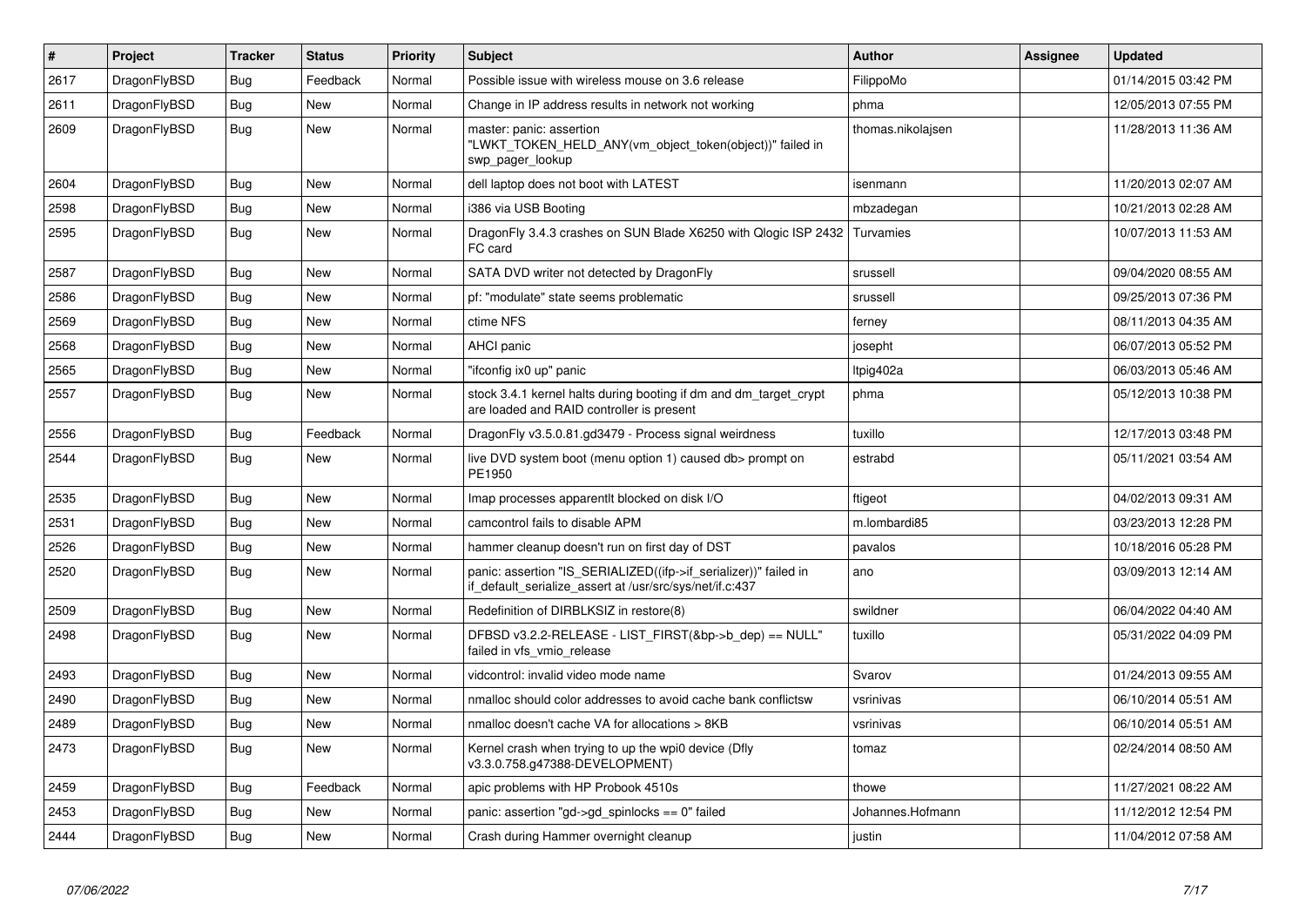| # | Project | Tracker | Status | Priority | Subject | Author | Assignee | Updated |
| --- | --- | --- | --- | --- | --- | --- | --- | --- |
| 2617 | DragonFlyBSD | Bug | Feedback | Normal | Possible issue with wireless mouse on 3.6 release | FilippoMo | | 01/14/2015 03:42 PM |
| 2611 | DragonFlyBSD | Bug | New | Normal | Change in IP address results in network not working | phma | | 12/05/2013 07:55 PM |
| 2609 | DragonFlyBSD | Bug | New | Normal | master: panic: assertion "LWKT_TOKEN_HELD_ANY(vm_object_token(object))" failed in swp_pager_lookup | thomas.nikolajsen | | 11/28/2013 11:36 AM |
| 2604 | DragonFlyBSD | Bug | New | Normal | dell laptop does not boot with LATEST | isenmann | | 11/20/2013 02:07 AM |
| 2598 | DragonFlyBSD | Bug | New | Normal | i386 via USB Booting | mbzadegan | | 10/21/2013 02:28 AM |
| 2595 | DragonFlyBSD | Bug | New | Normal | DragonFly 3.4.3 crashes on SUN Blade X6250 with Qlogic ISP 2432 FC card | Turvamies | | 10/07/2013 11:53 AM |
| 2587 | DragonFlyBSD | Bug | New | Normal | SATA DVD writer not detected by DragonFly | srussell | | 09/04/2020 08:55 AM |
| 2586 | DragonFlyBSD | Bug | New | Normal | pf: "modulate" state seems problematic | srussell | | 09/25/2013 07:36 PM |
| 2569 | DragonFlyBSD | Bug | New | Normal | ctime NFS | ferney | | 08/11/2013 04:35 AM |
| 2568 | DragonFlyBSD | Bug | New | Normal | AHCI panic | josepht | | 06/07/2013 05:52 PM |
| 2565 | DragonFlyBSD | Bug | New | Normal | "ifconfig ix0 up" panic | ltpig402a | | 06/03/2013 05:46 AM |
| 2557 | DragonFlyBSD | Bug | New | Normal | stock 3.4.1 kernel halts during booting if dm and dm_target_crypt are loaded and RAID controller is present | phma | | 05/12/2013 10:38 PM |
| 2556 | DragonFlyBSD | Bug | Feedback | Normal | DragonFly v3.5.0.81.gd3479 - Process signal weirdness | tuxillo | | 12/17/2013 03:48 PM |
| 2544 | DragonFlyBSD | Bug | New | Normal | live DVD system boot (menu option 1) caused db> prompt on PE1950 | estrabd | | 05/11/2021 03:54 AM |
| 2535 | DragonFlyBSD | Bug | New | Normal | Imap processes apparentlt blocked on disk I/O | ftigeot | | 04/02/2013 09:31 AM |
| 2531 | DragonFlyBSD | Bug | New | Normal | camcontrol fails to disable APM | m.lombardi85 | | 03/23/2013 12:28 PM |
| 2526 | DragonFlyBSD | Bug | New | Normal | hammer cleanup doesn't run on first day of DST | pavalos | | 10/18/2016 05:28 PM |
| 2520 | DragonFlyBSD | Bug | New | Normal | panic: assertion "IS_SERIALIZED((ifp->if_serializer))" failed in if_default_serialize_assert at /usr/src/sys/net/if.c:437 | ano | | 03/09/2013 12:14 AM |
| 2509 | DragonFlyBSD | Bug | New | Normal | Redefinition of DIRBLKSIZ in restore(8) | swildner | | 06/04/2022 04:40 AM |
| 2498 | DragonFlyBSD | Bug | New | Normal | DFBSD v3.2.2-RELEASE - LIST_FIRST(&bp->b_dep) == NULL" failed in vfs_vmio_release | tuxillo | | 05/31/2022 04:09 PM |
| 2493 | DragonFlyBSD | Bug | New | Normal | vidcontrol: invalid video mode name | Svarov | | 01/24/2013 09:55 AM |
| 2490 | DragonFlyBSD | Bug | New | Normal | nmalloc should color addresses to avoid cache bank conflictsw | vsrinivas | | 06/10/2014 05:51 AM |
| 2489 | DragonFlyBSD | Bug | New | Normal | nmalloc doesn't cache VA for allocations > 8KB | vsrinivas | | 06/10/2014 05:51 AM |
| 2473 | DragonFlyBSD | Bug | New | Normal | Kernel crash when trying to up the wpi0 device (Dfly v3.3.0.758.g47388-DEVELOPMENT) | tomaz | | 02/24/2014 08:50 AM |
| 2459 | DragonFlyBSD | Bug | Feedback | Normal | apic problems with HP Probook 4510s | thowe | | 11/27/2021 08:22 AM |
| 2453 | DragonFlyBSD | Bug | New | Normal | panic: assertion "gd->gd_spinlocks == 0" failed | Johannes.Hofmann | | 11/12/2012 12:54 PM |
| 2444 | DragonFlyBSD | Bug | New | Normal | Crash during Hammer overnight cleanup | justin | | 11/04/2012 07:58 AM |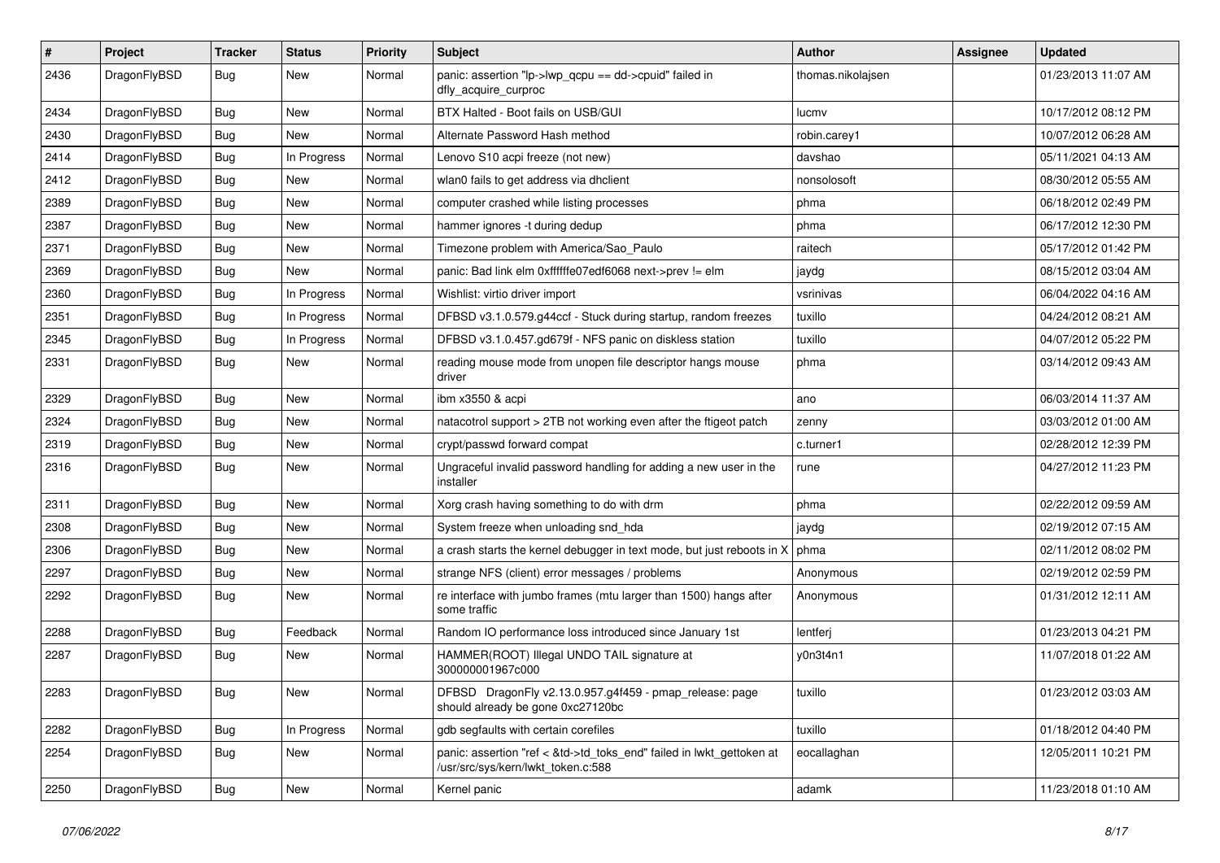| # | Project | Tracker | Status | Priority | Subject | Author | Assignee | Updated |
|---|---|---|---|---|---|---|---|---|
| 2436 | DragonFlyBSD | Bug | New | Normal | panic: assertion "lp->lwp_qcpu == dd->cpuid" failed in dfly_acquire_curproc | thomas.nikolajsen | | 01/23/2013 11:07 AM |
| 2434 | DragonFlyBSD | Bug | New | Normal | BTX Halted - Boot fails on USB/GUI | lucmv | | 10/17/2012 08:12 PM |
| 2430 | DragonFlyBSD | Bug | New | Normal | Alternate Password Hash method | robin.carey1 | | 10/07/2012 06:28 AM |
| 2414 | DragonFlyBSD | Bug | In Progress | Normal | Lenovo S10 acpi freeze (not new) | davshao | | 05/11/2021 04:13 AM |
| 2412 | DragonFlyBSD | Bug | New | Normal | wlan0 fails to get address via dhclient | nonsolosoft | | 08/30/2012 05:55 AM |
| 2389 | DragonFlyBSD | Bug | New | Normal | computer crashed while listing processes | phma | | 06/18/2012 02:49 PM |
| 2387 | DragonFlyBSD | Bug | New | Normal | hammer ignores -t during dedup | phma | | 06/17/2012 12:30 PM |
| 2371 | DragonFlyBSD | Bug | New | Normal | Timezone problem with America/Sao_Paulo | raitech | | 05/17/2012 01:42 PM |
| 2369 | DragonFlyBSD | Bug | New | Normal | panic: Bad link elm 0xffffffe07edf6068 next->prev != elm | jaydg | | 08/15/2012 03:04 AM |
| 2360 | DragonFlyBSD | Bug | In Progress | Normal | Wishlist: virtio driver import | vsrinivas | | 06/04/2022 04:16 AM |
| 2351 | DragonFlyBSD | Bug | In Progress | Normal | DFBSD v3.1.0.579.g44ccf - Stuck during startup, random freezes | tuxillo | | 04/24/2012 08:21 AM |
| 2345 | DragonFlyBSD | Bug | In Progress | Normal | DFBSD v3.1.0.457.gd679f - NFS panic on diskless station | tuxillo | | 04/07/2012 05:22 PM |
| 2331 | DragonFlyBSD | Bug | New | Normal | reading mouse mode from unopen file descriptor hangs mouse driver | phma | | 03/14/2012 09:43 AM |
| 2329 | DragonFlyBSD | Bug | New | Normal | ibm x3550 & acpi | ano | | 06/03/2014 11:37 AM |
| 2324 | DragonFlyBSD | Bug | New | Normal | natacotrol support > 2TB not working even after the ftigeot patch | zenny | | 03/03/2012 01:00 AM |
| 2319 | DragonFlyBSD | Bug | New | Normal | crypt/passwd forward compat | c.turner1 | | 02/28/2012 12:39 PM |
| 2316 | DragonFlyBSD | Bug | New | Normal | Ungraceful invalid password handling for adding a new user in the installer | rune | | 04/27/2012 11:23 PM |
| 2311 | DragonFlyBSD | Bug | New | Normal | Xorg crash having something to do with drm | phma | | 02/22/2012 09:59 AM |
| 2308 | DragonFlyBSD | Bug | New | Normal | System freeze when unloading snd_hda | jaydg | | 02/19/2012 07:15 AM |
| 2306 | DragonFlyBSD | Bug | New | Normal | a crash starts the kernel debugger in text mode, but just reboots in X | phma | | 02/11/2012 08:02 PM |
| 2297 | DragonFlyBSD | Bug | New | Normal | strange NFS (client) error messages / problems | Anonymous | | 02/19/2012 02:59 PM |
| 2292 | DragonFlyBSD | Bug | New | Normal | re interface with jumbo frames (mtu larger than 1500) hangs after some traffic | Anonymous | | 01/31/2012 12:11 AM |
| 2288 | DragonFlyBSD | Bug | Feedback | Normal | Random IO performance loss introduced since January 1st | lentferj | | 01/23/2013 04:21 PM |
| 2287 | DragonFlyBSD | Bug | New | Normal | HAMMER(ROOT) Illegal UNDO TAIL signature at 300000001967c000 | y0n3t4n1 | | 11/07/2018 01:22 AM |
| 2283 | DragonFlyBSD | Bug | New | Normal | DFBSD DragonFly v2.13.0.957.g4f459 - pmap_release: page should already be gone 0xc27120bc | tuxillo | | 01/23/2012 03:03 AM |
| 2282 | DragonFlyBSD | Bug | In Progress | Normal | gdb segfaults with certain corefiles | tuxillo | | 01/18/2012 04:40 PM |
| 2254 | DragonFlyBSD | Bug | New | Normal | panic: assertion "ref < &td->td_toks_end" failed in lwkt_gettoken at /usr/src/sys/kern/lwkt_token.c:588 | eocallaghan | | 12/05/2011 10:21 PM |
| 2250 | DragonFlyBSD | Bug | New | Normal | Kernel panic | adamk | | 11/23/2018 01:10 AM |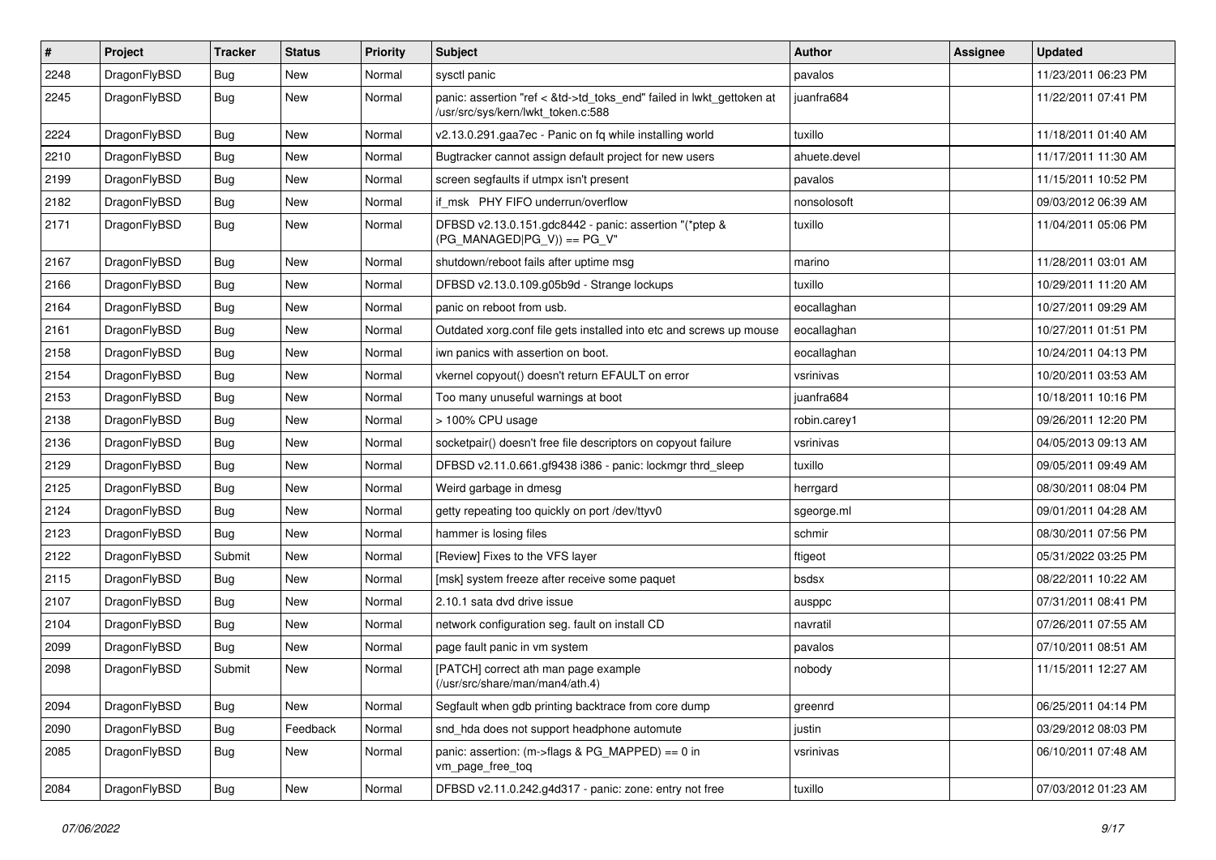| # | Project | Tracker | Status | Priority | Subject | Author | Assignee | Updated |
|---|---|---|---|---|---|---|---|---|
| 2248 | DragonFlyBSD | Bug | New | Normal | sysctl panic | pavalos | | 11/23/2011 06:23 PM |
| 2245 | DragonFlyBSD | Bug | New | Normal | panic: assertion "ref < &td->td_toks_end" failed in lwkt_gettoken at /usr/src/sys/kern/lwkt_token.c:588 | juanfra684 | | 11/22/2011 07:41 PM |
| 2224 | DragonFlyBSD | Bug | New | Normal | v2.13.0.291.gaa7ec - Panic on fq while installing world | tuxillo | | 11/18/2011 01:40 AM |
| 2210 | DragonFlyBSD | Bug | New | Normal | Bugtracker cannot assign default project for new users | ahuete.devel | | 11/17/2011 11:30 AM |
| 2199 | DragonFlyBSD | Bug | New | Normal | screen segfaults if utmpx isn't present | pavalos | | 11/15/2011 10:52 PM |
| 2182 | DragonFlyBSD | Bug | New | Normal | if_msk PHY FIFO underrun/overflow | nonsolosoft | | 09/03/2012 06:39 AM |
| 2171 | DragonFlyBSD | Bug | New | Normal | DFBSD v2.13.0.151.gdc8442 - panic: assertion "(*ptep & (PG_MANAGED\|PG_V)) == PG_V" | tuxillo | | 11/04/2011 05:06 PM |
| 2167 | DragonFlyBSD | Bug | New | Normal | shutdown/reboot fails after uptime msg | marino | | 11/28/2011 03:01 AM |
| 2166 | DragonFlyBSD | Bug | New | Normal | DFBSD v2.13.0.109.g05b9d - Strange lockups | tuxillo | | 10/29/2011 11:20 AM |
| 2164 | DragonFlyBSD | Bug | New | Normal | panic on reboot from usb. | eocallaghan | | 10/27/2011 09:29 AM |
| 2161 | DragonFlyBSD | Bug | New | Normal | Outdated xorg.conf file gets installed into etc and screws up mouse | eocallaghan | | 10/27/2011 01:51 PM |
| 2158 | DragonFlyBSD | Bug | New | Normal | iwn panics with assertion on boot. | eocallaghan | | 10/24/2011 04:13 PM |
| 2154 | DragonFlyBSD | Bug | New | Normal | vkernel copyout() doesn't return EFAULT on error | vsrinivas | | 10/20/2011 03:53 AM |
| 2153 | DragonFlyBSD | Bug | New | Normal | Too many unuseful warnings at boot | juanfra684 | | 10/18/2011 10:16 PM |
| 2138 | DragonFlyBSD | Bug | New | Normal | > 100% CPU usage | robin.carey1 | | 09/26/2011 12:20 PM |
| 2136 | DragonFlyBSD | Bug | New | Normal | socketpair() doesn't free file descriptors on copyout failure | vsrinivas | | 04/05/2013 09:13 AM |
| 2129 | DragonFlyBSD | Bug | New | Normal | DFBSD v2.11.0.661.gf9438 i386 - panic: lockmgr thrd_sleep | tuxillo | | 09/05/2011 09:49 AM |
| 2125 | DragonFlyBSD | Bug | New | Normal | Weird garbage in dmesg | herrgard | | 08/30/2011 08:04 PM |
| 2124 | DragonFlyBSD | Bug | New | Normal | getty repeating too quickly on port /dev/ttyv0 | sgeorge.ml | | 09/01/2011 04:28 AM |
| 2123 | DragonFlyBSD | Bug | New | Normal | hammer is losing files | schmir | | 08/30/2011 07:56 PM |
| 2122 | DragonFlyBSD | Submit | New | Normal | [Review] Fixes to the VFS layer | ftigeot | | 05/31/2022 03:25 PM |
| 2115 | DragonFlyBSD | Bug | New | Normal | [msk] system freeze after receive some paquet | bsdsx | | 08/22/2011 10:22 AM |
| 2107 | DragonFlyBSD | Bug | New | Normal | 2.10.1 sata dvd drive issue | ausppc | | 07/31/2011 08:41 PM |
| 2104 | DragonFlyBSD | Bug | New | Normal | network configuration seg. fault on install CD | navratil | | 07/26/2011 07:55 AM |
| 2099 | DragonFlyBSD | Bug | New | Normal | page fault panic in vm system | pavalos | | 07/10/2011 08:51 AM |
| 2098 | DragonFlyBSD | Submit | New | Normal | [PATCH] correct ath man page example (/usr/src/share/man/man4/ath.4) | nobody | | 11/15/2011 12:27 AM |
| 2094 | DragonFlyBSD | Bug | New | Normal | Segfault when gdb printing backtrace from core dump | greenrd | | 06/25/2011 04:14 PM |
| 2090 | DragonFlyBSD | Bug | Feedback | Normal | snd_hda does not support headphone automute | justin | | 03/29/2012 08:03 PM |
| 2085 | DragonFlyBSD | Bug | New | Normal | panic: assertion: (m->flags & PG_MAPPED) == 0 in vm_page_free_toq | vsrinivas | | 06/10/2011 07:48 AM |
| 2084 | DragonFlyBSD | Bug | New | Normal | DFBSD v2.11.0.242.g4d317 - panic: zone: entry not free | tuxillo | | 07/03/2012 01:23 AM |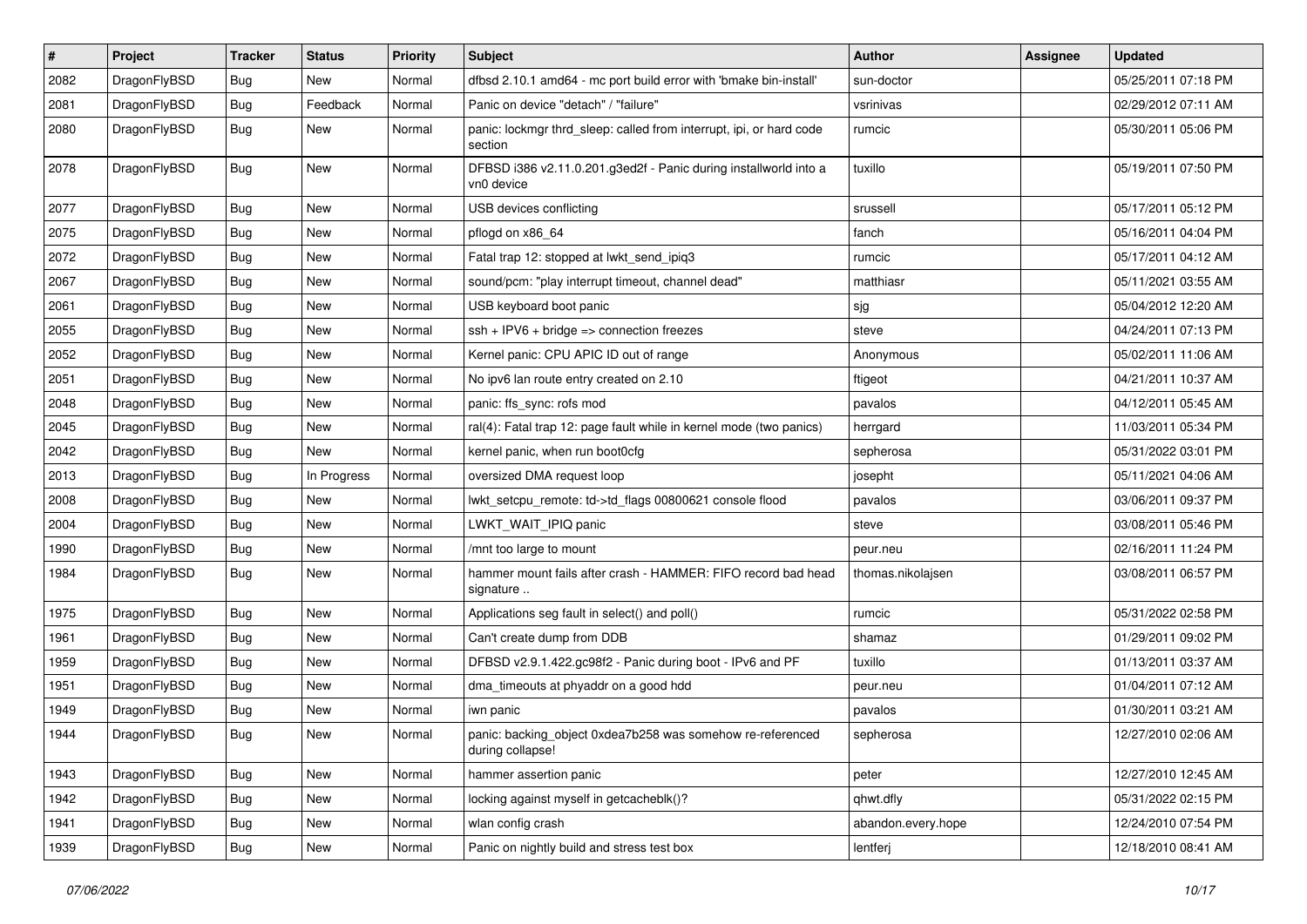| # | Project | Tracker | Status | Priority | Subject | Author | Assignee | Updated |
|---|---|---|---|---|---|---|---|---|
| 2082 | DragonFlyBSD | Bug | New | Normal | dfbsd 2.10.1 amd64 - mc port build error with 'bmake bin-install' | sun-doctor | | 05/25/2011 07:18 PM |
| 2081 | DragonFlyBSD | Bug | Feedback | Normal | Panic on device "detach" / "failure" | vsrinivas | | 02/29/2012 07:11 AM |
| 2080 | DragonFlyBSD | Bug | New | Normal | panic: lockmgr thrd_sleep: called from interrupt, ipi, or hard code section | rumcic | | 05/30/2011 05:06 PM |
| 2078 | DragonFlyBSD | Bug | New | Normal | DFBSD i386 v2.11.0.201.g3ed2f - Panic during installworld into a vn0 device | tuxillo | | 05/19/2011 07:50 PM |
| 2077 | DragonFlyBSD | Bug | New | Normal | USB devices conflicting | srussell | | 05/17/2011 05:12 PM |
| 2075 | DragonFlyBSD | Bug | New | Normal | pflogd on x86_64 | fanch | | 05/16/2011 04:04 PM |
| 2072 | DragonFlyBSD | Bug | New | Normal | Fatal trap 12: stopped at lwkt_send_ipiq3 | rumcic | | 05/17/2011 04:12 AM |
| 2067 | DragonFlyBSD | Bug | New | Normal | sound/pcm: "play interrupt timeout, channel dead" | matthiasr | | 05/11/2021 03:55 AM |
| 2061 | DragonFlyBSD | Bug | New | Normal | USB keyboard boot panic | sjg | | 05/04/2012 12:20 AM |
| 2055 | DragonFlyBSD | Bug | New | Normal | ssh + IPV6 + bridge => connection freezes | steve | | 04/24/2011 07:13 PM |
| 2052 | DragonFlyBSD | Bug | New | Normal | Kernel panic: CPU APIC ID out of range | Anonymous | | 05/02/2011 11:06 AM |
| 2051 | DragonFlyBSD | Bug | New | Normal | No ipv6 lan route entry created on 2.10 | ftigeot | | 04/21/2011 10:37 AM |
| 2048 | DragonFlyBSD | Bug | New | Normal | panic: ffs_sync: rofs mod | pavalos | | 04/12/2011 05:45 AM |
| 2045 | DragonFlyBSD | Bug | New | Normal | ral(4): Fatal trap 12: page fault while in kernel mode (two panics) | herrgard | | 11/03/2011 05:34 PM |
| 2042 | DragonFlyBSD | Bug | New | Normal | kernel panic, when run boot0cfg | sepherosa | | 05/31/2022 03:01 PM |
| 2013 | DragonFlyBSD | Bug | In Progress | Normal | oversized DMA request loop | josepht | | 05/11/2021 04:06 AM |
| 2008 | DragonFlyBSD | Bug | New | Normal | lwkt_setcpu_remote: td->td_flags 00800621 console flood | pavalos | | 03/06/2011 09:37 PM |
| 2004 | DragonFlyBSD | Bug | New | Normal | LWKT_WAIT_IPIQ panic | steve | | 03/08/2011 05:46 PM |
| 1990 | DragonFlyBSD | Bug | New | Normal | /mnt too large to mount | peur.neu | | 02/16/2011 11:24 PM |
| 1984 | DragonFlyBSD | Bug | New | Normal | hammer mount fails after crash - HAMMER: FIFO record bad head signature .. | thomas.nikolajsen | | 03/08/2011 06:57 PM |
| 1975 | DragonFlyBSD | Bug | New | Normal | Applications seg fault in select() and poll() | rumcic | | 05/31/2022 02:58 PM |
| 1961 | DragonFlyBSD | Bug | New | Normal | Can't create dump from DDB | shamaz | | 01/29/2011 09:02 PM |
| 1959 | DragonFlyBSD | Bug | New | Normal | DFBSD v2.9.1.422.gc98f2 - Panic during boot - IPv6 and PF | tuxillo | | 01/13/2011 03:37 AM |
| 1951 | DragonFlyBSD | Bug | New | Normal | dma_timeouts at phyaddr on a good hdd | peur.neu | | 01/04/2011 07:12 AM |
| 1949 | DragonFlyBSD | Bug | New | Normal | iwn panic | pavalos | | 01/30/2011 03:21 AM |
| 1944 | DragonFlyBSD | Bug | New | Normal | panic: backing_object 0xdea7b258 was somehow re-referenced during collapse! | sepherosa | | 12/27/2010 02:06 AM |
| 1943 | DragonFlyBSD | Bug | New | Normal | hammer assertion panic | peter | | 12/27/2010 12:45 AM |
| 1942 | DragonFlyBSD | Bug | New | Normal | locking against myself in getcacheblk()? | qhwt.dfly | | 05/31/2022 02:15 PM |
| 1941 | DragonFlyBSD | Bug | New | Normal | wlan config crash | abandon.every.hope | | 12/24/2010 07:54 PM |
| 1939 | DragonFlyBSD | Bug | New | Normal | Panic on nightly build and stress test box | lentferj | | 12/18/2010 08:41 AM |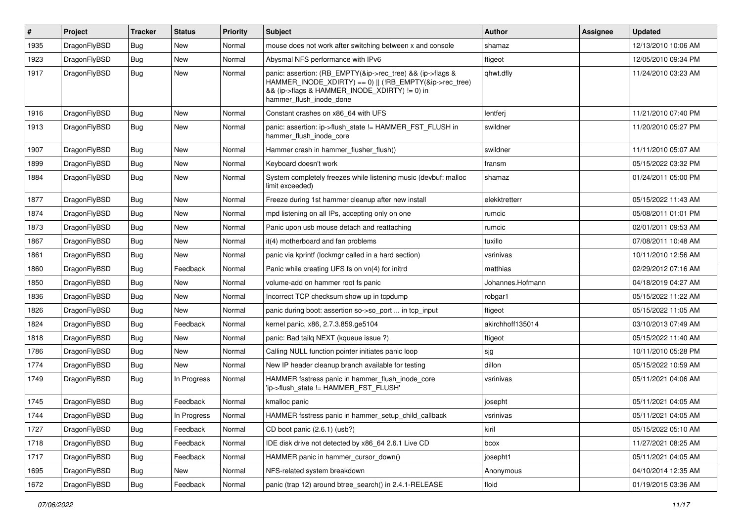| # | Project | Tracker | Status | Priority | Subject | Author | Assignee | Updated |
|---|---|---|---|---|---|---|---|---|
| 1935 | DragonFlyBSD | Bug | New | Normal | mouse does not work after switching between x and console | shamaz | | 12/13/2010 10:06 AM |
| 1923 | DragonFlyBSD | Bug | New | Normal | Abysmal NFS performance with IPv6 | ftigeot | | 12/05/2010 09:34 PM |
| 1917 | DragonFlyBSD | Bug | New | Normal | panic: assertion: (RB_EMPTY(&ip->rec_tree) && (ip->flags & HAMMER_INODE_XDIRTY) == 0) \|\| (!RB_EMPTY(&ip->rec_tree) && (ip->flags & HAMMER_INODE_XDIRTY) != 0) in hammer_flush_inode_done | qhwt.dfly | | 11/24/2010 03:23 AM |
| 1916 | DragonFlyBSD | Bug | New | Normal | Constant crashes on x86_64 with UFS | lentferj | | 11/21/2010 07:40 PM |
| 1913 | DragonFlyBSD | Bug | New | Normal | panic: assertion: ip->flush_state != HAMMER_FST_FLUSH in hammer_flush_inode_core | swildner | | 11/20/2010 05:27 PM |
| 1907 | DragonFlyBSD | Bug | New | Normal | Hammer crash in hammer_flusher_flush() | swildner | | 11/11/2010 05:07 AM |
| 1899 | DragonFlyBSD | Bug | New | Normal | Keyboard doesn't work | fransm | | 05/15/2022 03:32 PM |
| 1884 | DragonFlyBSD | Bug | New | Normal | System completely freezes while listening music (devbuf: malloc limit exceeded) | shamaz | | 01/24/2011 05:00 PM |
| 1877 | DragonFlyBSD | Bug | New | Normal | Freeze during 1st hammer cleanup after new install | elekktretterr | | 05/15/2022 11:43 AM |
| 1874 | DragonFlyBSD | Bug | New | Normal | mpd listening on all IPs, accepting only on one | rumcic | | 05/08/2011 01:01 PM |
| 1873 | DragonFlyBSD | Bug | New | Normal | Panic upon usb mouse detach and reattaching | rumcic | | 02/01/2011 09:53 AM |
| 1867 | DragonFlyBSD | Bug | New | Normal | it(4) motherboard and fan problems | tuxillo | | 07/08/2011 10:48 AM |
| 1861 | DragonFlyBSD | Bug | New | Normal | panic via kprintf (lockmgr called in a hard section) | vsrinivas | | 10/11/2010 12:56 AM |
| 1860 | DragonFlyBSD | Bug | Feedback | Normal | Panic while creating UFS fs on vn(4) for initrd | matthias | | 02/29/2012 07:16 AM |
| 1850 | DragonFlyBSD | Bug | New | Normal | volume-add on hammer root fs panic | Johannes.Hofmann | | 04/18/2019 04:27 AM |
| 1836 | DragonFlyBSD | Bug | New | Normal | Incorrect TCP checksum show up in tcpdump | robgar1 | | 05/15/2022 11:22 AM |
| 1826 | DragonFlyBSD | Bug | New | Normal | panic during boot: assertion so->so_port ... in tcp_input | ftigeot | | 05/15/2022 11:05 AM |
| 1824 | DragonFlyBSD | Bug | Feedback | Normal | kernel panic, x86, 2.7.3.859.ge5104 | akirchhoff135014 | | 03/10/2013 07:49 AM |
| 1818 | DragonFlyBSD | Bug | New | Normal | panic: Bad tailq NEXT (kqueue issue ?) | ftigeot | | 05/15/2022 11:40 AM |
| 1786 | DragonFlyBSD | Bug | New | Normal | Calling NULL function pointer initiates panic loop | sjg | | 10/11/2010 05:28 PM |
| 1774 | DragonFlyBSD | Bug | New | Normal | New IP header cleanup branch available for testing | dillon | | 05/15/2022 10:59 AM |
| 1749 | DragonFlyBSD | Bug | In Progress | Normal | HAMMER fsstress panic in hammer_flush_inode_core 'ip->flush_state != HAMMER_FST_FLUSH' | vsrinivas | | 05/11/2021 04:06 AM |
| 1745 | DragonFlyBSD | Bug | Feedback | Normal | kmalloc panic | josepht | | 05/11/2021 04:05 AM |
| 1744 | DragonFlyBSD | Bug | In Progress | Normal | HAMMER fsstress panic in hammer_setup_child_callback | vsrinivas | | 05/11/2021 04:05 AM |
| 1727 | DragonFlyBSD | Bug | Feedback | Normal | CD boot panic (2.6.1) (usb?) | kiril | | 05/15/2022 05:10 AM |
| 1718 | DragonFlyBSD | Bug | Feedback | Normal | IDE disk drive not detected by x86_64 2.6.1 Live CD | bcox | | 11/27/2021 08:25 AM |
| 1717 | DragonFlyBSD | Bug | Feedback | Normal | HAMMER panic in hammer_cursor_down() | josepht1 | | 05/11/2021 04:05 AM |
| 1695 | DragonFlyBSD | Bug | New | Normal | NFS-related system breakdown | Anonymous | | 04/10/2014 12:35 AM |
| 1672 | DragonFlyBSD | Bug | Feedback | Normal | panic (trap 12) around btree_search() in 2.4.1-RELEASE | floid | | 01/19/2015 03:36 AM |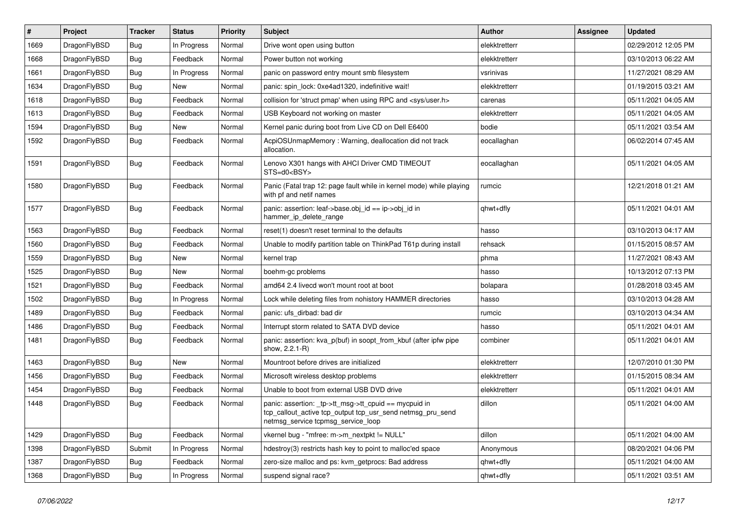| # | Project | Tracker | Status | Priority | Subject | Author | Assignee | Updated |
|---|---|---|---|---|---|---|---|---|
| 1669 | DragonFlyBSD | Bug | In Progress | Normal | Drive wont open using button | elekktretterr | | 02/29/2012 12:05 PM |
| 1668 | DragonFlyBSD | Bug | Feedback | Normal | Power button not working | elekktretterr | | 03/10/2013 06:22 AM |
| 1661 | DragonFlyBSD | Bug | In Progress | Normal | panic on password entry mount smb filesystem | vsrinivas | | 11/27/2021 08:29 AM |
| 1634 | DragonFlyBSD | Bug | New | Normal | panic: spin_lock: 0xe4ad1320, indefinitive wait! | elekktretterr | | 01/19/2015 03:21 AM |
| 1618 | DragonFlyBSD | Bug | Feedback | Normal | collision for 'struct pmap' when using RPC and <sys/user.h> | carenas | | 05/11/2021 04:05 AM |
| 1613 | DragonFlyBSD | Bug | Feedback | Normal | USB Keyboard not working on master | elekktretterr | | 05/11/2021 04:05 AM |
| 1594 | DragonFlyBSD | Bug | New | Normal | Kernel panic during boot from Live CD on Dell E6400 | bodie | | 05/11/2021 03:54 AM |
| 1592 | DragonFlyBSD | Bug | Feedback | Normal | AcpiOSUnmapMemory : Warning, deallocation did not track allocation. | eocallaghan | | 06/02/2014 07:45 AM |
| 1591 | DragonFlyBSD | Bug | Feedback | Normal | Lenovo X301 hangs with AHCI Driver CMD TIMEOUT STS=d0<BSY> | eocallaghan | | 05/11/2021 04:05 AM |
| 1580 | DragonFlyBSD | Bug | Feedback | Normal | Panic (Fatal trap 12: page fault while in kernel mode) while playing with pf and netif names | rumcic | | 12/21/2018 01:21 AM |
| 1577 | DragonFlyBSD | Bug | Feedback | Normal | panic: assertion: leaf->base.obj_id == ip->obj_id in hammer_ip_delete_range | qhwt+dfly | | 05/11/2021 04:01 AM |
| 1563 | DragonFlyBSD | Bug | Feedback | Normal | reset(1) doesn't reset terminal to the defaults | hasso | | 03/10/2013 04:17 AM |
| 1560 | DragonFlyBSD | Bug | Feedback | Normal | Unable to modify partition table on ThinkPad T61p during install | rehsack | | 01/15/2015 08:57 AM |
| 1559 | DragonFlyBSD | Bug | New | Normal | kernel trap | phma | | 11/27/2021 08:43 AM |
| 1525 | DragonFlyBSD | Bug | New | Normal | boehm-gc problems | hasso | | 10/13/2012 07:13 PM |
| 1521 | DragonFlyBSD | Bug | Feedback | Normal | amd64 2.4 livecd won't mount root at boot | bolapara | | 01/28/2018 03:45 AM |
| 1502 | DragonFlyBSD | Bug | In Progress | Normal | Lock while deleting files from nohistory HAMMER directories | hasso | | 03/10/2013 04:28 AM |
| 1489 | DragonFlyBSD | Bug | Feedback | Normal | panic: ufs_dirbad: bad dir | rumcic | | 03/10/2013 04:34 AM |
| 1486 | DragonFlyBSD | Bug | Feedback | Normal | Interrupt storm related to SATA DVD device | hasso | | 05/11/2021 04:01 AM |
| 1481 | DragonFlyBSD | Bug | Feedback | Normal | panic: assertion: kva_p(buf) in soopt_from_kbuf (after ipfw pipe show, 2.2.1-R) | combiner | | 05/11/2021 04:01 AM |
| 1463 | DragonFlyBSD | Bug | New | Normal | Mountroot before drives are initialized | elekktretterr | | 12/07/2010 01:30 PM |
| 1456 | DragonFlyBSD | Bug | Feedback | Normal | Microsoft wireless desktop problems | elekktretterr | | 01/15/2015 08:34 AM |
| 1454 | DragonFlyBSD | Bug | Feedback | Normal | Unable to boot from external USB DVD drive | elekktretterr | | 05/11/2021 04:01 AM |
| 1448 | DragonFlyBSD | Bug | Feedback | Normal | panic: assertion: _tp->tt_msg->tt_cpuid == mycpuid in tcp_callout_active tcp_output tcp_usr_send netmsg_pru_send netmsg_service tcpmsg_service_loop | dillon | | 05/11/2021 04:00 AM |
| 1429 | DragonFlyBSD | Bug | Feedback | Normal | vkernel bug - "mfree: m->m_nextpkt != NULL" | dillon | | 05/11/2021 04:00 AM |
| 1398 | DragonFlyBSD | Submit | In Progress | Normal | hdestroy(3) restricts hash key to point to malloc'ed space | Anonymous | | 08/20/2021 04:06 PM |
| 1387 | DragonFlyBSD | Bug | Feedback | Normal | zero-size malloc and ps: kvm_getprocs: Bad address | qhwt+dfly | | 05/11/2021 04:00 AM |
| 1368 | DragonFlyBSD | Bug | In Progress | Normal | suspend signal race? | qhwt+dfly | | 05/11/2021 03:51 AM |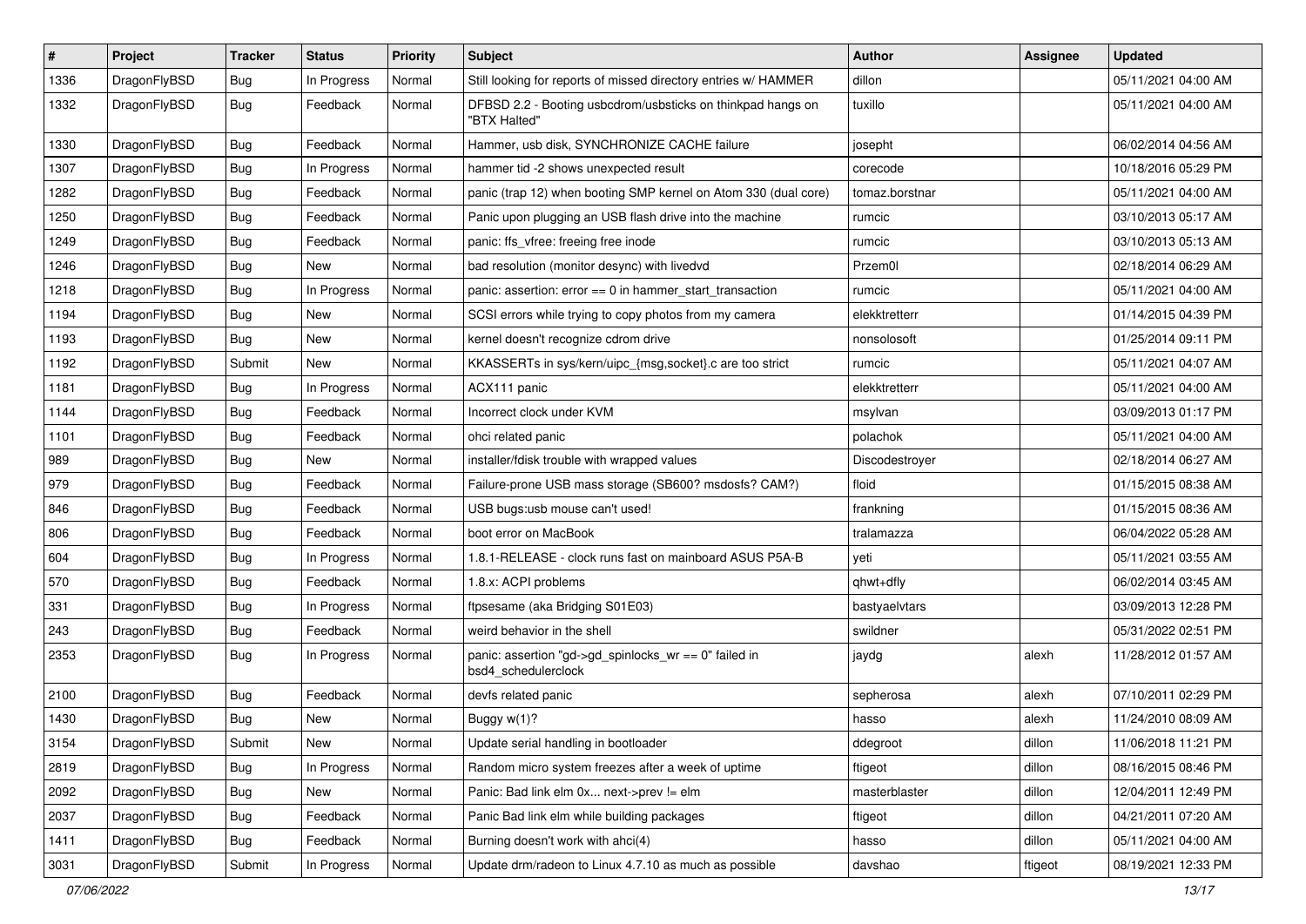| # | Project | Tracker | Status | Priority | Subject | Author | Assignee | Updated |
|---|---|---|---|---|---|---|---|---|
| 1336 | DragonFlyBSD | Bug | In Progress | Normal | Still looking for reports of missed directory entries w/ HAMMER | dillon | | 05/11/2021 04:00 AM |
| 1332 | DragonFlyBSD | Bug | Feedback | Normal | DFBSD 2.2 - Booting usbcdrom/usbsticks on thinkpad hangs on "BTX Halted" | tuxillo | | 05/11/2021 04:00 AM |
| 1330 | DragonFlyBSD | Bug | Feedback | Normal | Hammer, usb disk, SYNCHRONIZE CACHE failure | josepht | | 06/02/2014 04:56 AM |
| 1307 | DragonFlyBSD | Bug | In Progress | Normal | hammer tid -2 shows unexpected result | corecode | | 10/18/2016 05:29 PM |
| 1282 | DragonFlyBSD | Bug | Feedback | Normal | panic (trap 12) when booting SMP kernel on Atom 330 (dual core) | tomaz.borstnar | | 05/11/2021 04:00 AM |
| 1250 | DragonFlyBSD | Bug | Feedback | Normal | Panic upon plugging an USB flash drive into the machine | rumcic | | 03/10/2013 05:17 AM |
| 1249 | DragonFlyBSD | Bug | Feedback | Normal | panic: ffs_vfree: freeing free inode | rumcic | | 03/10/2013 05:13 AM |
| 1246 | DragonFlyBSD | Bug | New | Normal | bad resolution (monitor desync) with livedvd | Przem0l | | 02/18/2014 06:29 AM |
| 1218 | DragonFlyBSD | Bug | In Progress | Normal | panic: assertion: error == 0 in hammer_start_transaction | rumcic | | 05/11/2021 04:00 AM |
| 1194 | DragonFlyBSD | Bug | New | Normal | SCSI errors while trying to copy photos from my camera | elekktretterr | | 01/14/2015 04:39 PM |
| 1193 | DragonFlyBSD | Bug | New | Normal | kernel doesn't recognize cdrom drive | nonsolosoft | | 01/25/2014 09:11 PM |
| 1192 | DragonFlyBSD | Submit | New | Normal | KKASSERTs in sys/kern/uipc_{msg,socket}.c are too strict | rumcic | | 05/11/2021 04:07 AM |
| 1181 | DragonFlyBSD | Bug | In Progress | Normal | ACX111 panic | elekktretterr | | 05/11/2021 04:00 AM |
| 1144 | DragonFlyBSD | Bug | Feedback | Normal | Incorrect clock under KVM | msylvan | | 03/09/2013 01:17 PM |
| 1101 | DragonFlyBSD | Bug | Feedback | Normal | ohci related panic | polachok | | 05/11/2021 04:00 AM |
| 989 | DragonFlyBSD | Bug | New | Normal | installer/fdisk trouble with wrapped values | Discodestroyer | | 02/18/2014 06:27 AM |
| 979 | DragonFlyBSD | Bug | Feedback | Normal | Failure-prone USB mass storage (SB600? msdosfs? CAM?) | floid | | 01/15/2015 08:38 AM |
| 846 | DragonFlyBSD | Bug | Feedback | Normal | USB bugs:usb mouse can't used! | frankning | | 01/15/2015 08:36 AM |
| 806 | DragonFlyBSD | Bug | Feedback | Normal | boot error on MacBook | tralamazza | | 06/04/2022 05:28 AM |
| 604 | DragonFlyBSD | Bug | In Progress | Normal | 1.8.1-RELEASE - clock runs fast on mainboard ASUS P5A-B | yeti | | 05/11/2021 03:55 AM |
| 570 | DragonFlyBSD | Bug | Feedback | Normal | 1.8.x: ACPI problems | qhwt+dfly | | 06/02/2014 03:45 AM |
| 331 | DragonFlyBSD | Bug | In Progress | Normal | ftpsesame (aka Bridging S01E03) | bastyaelvtars | | 03/09/2013 12:28 PM |
| 243 | DragonFlyBSD | Bug | Feedback | Normal | weird behavior in the shell | swildner | | 05/31/2022 02:51 PM |
| 2353 | DragonFlyBSD | Bug | In Progress | Normal | panic: assertion "gd->gd_spinlocks_wr == 0" failed in bsd4_schedulerclock | jaydg | alexh | 11/28/2012 01:57 AM |
| 2100 | DragonFlyBSD | Bug | Feedback | Normal | devfs related panic | sepherosa | alexh | 07/10/2011 02:29 PM |
| 1430 | DragonFlyBSD | Bug | New | Normal | Buggy w(1)? | hasso | alexh | 11/24/2010 08:09 AM |
| 3154 | DragonFlyBSD | Submit | New | Normal | Update serial handling in bootloader | ddegroot | dillon | 11/06/2018 11:21 PM |
| 2819 | DragonFlyBSD | Bug | In Progress | Normal | Random micro system freezes after a week of uptime | ftigeot | dillon | 08/16/2015 08:46 PM |
| 2092 | DragonFlyBSD | Bug | New | Normal | Panic: Bad link elm 0x... next->prev != elm | masterblaster | dillon | 12/04/2011 12:49 PM |
| 2037 | DragonFlyBSD | Bug | Feedback | Normal | Panic Bad link elm while building packages | ftigeot | dillon | 04/21/2011 07:20 AM |
| 1411 | DragonFlyBSD | Bug | Feedback | Normal | Burning doesn't work with ahci(4) | hasso | dillon | 05/11/2021 04:00 AM |
| 3031 | DragonFlyBSD | Submit | In Progress | Normal | Update drm/radeon to Linux 4.7.10 as much as possible | davshao | ftigeot | 08/19/2021 12:33 PM |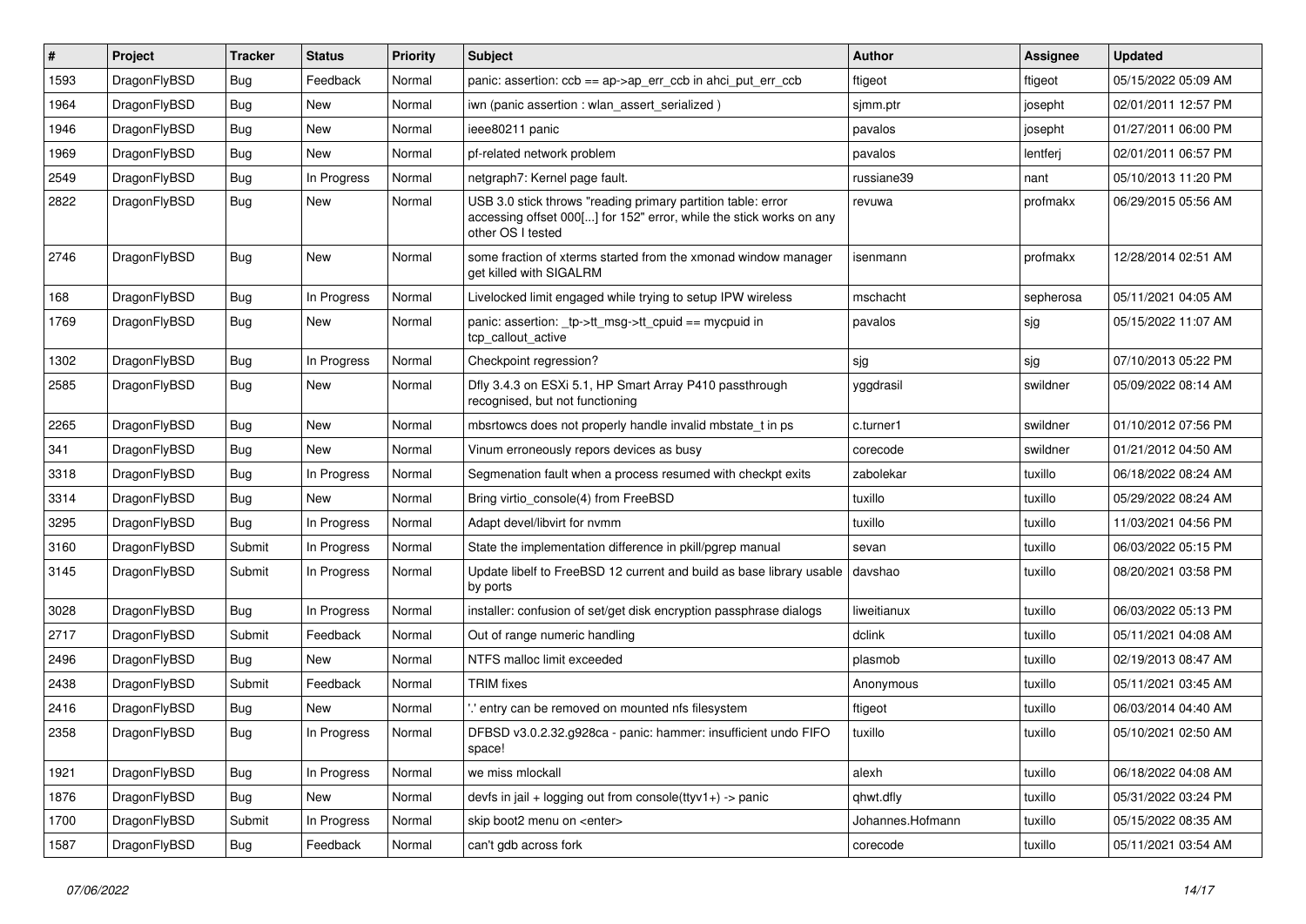| # | Project | Tracker | Status | Priority | Subject | Author | Assignee | Updated |
| --- | --- | --- | --- | --- | --- | --- | --- | --- |
| 1593 | DragonFlyBSD | Bug | Feedback | Normal | panic: assertion: ccb == ap->ap_err_ccb in ahci_put_err_ccb | ftigeot | ftigeot | 05/15/2022 05:09 AM |
| 1964 | DragonFlyBSD | Bug | New | Normal | iwn (panic assertion : wlan_assert_serialized ) | sjmm.ptr | josepht | 02/01/2011 12:57 PM |
| 1946 | DragonFlyBSD | Bug | New | Normal | ieee80211 panic | pavalos | josepht | 01/27/2011 06:00 PM |
| 1969 | DragonFlyBSD | Bug | New | Normal | pf-related network problem | pavalos | lentferj | 02/01/2011 06:57 PM |
| 2549 | DragonFlyBSD | Bug | In Progress | Normal | netgraph7: Kernel page fault. | russiane39 | nant | 05/10/2013 11:20 PM |
| 2822 | DragonFlyBSD | Bug | New | Normal | USB 3.0 stick throws "reading primary partition table: error accessing offset 000[...] for 152" error, while the stick works on any other OS I tested | revuwa | profmakx | 06/29/2015 05:56 AM |
| 2746 | DragonFlyBSD | Bug | New | Normal | some fraction of xterms started from the xmonad window manager get killed with SIGALRM | isenmann | profmakx | 12/28/2014 02:51 AM |
| 168 | DragonFlyBSD | Bug | In Progress | Normal | Livelocked limit engaged while trying to setup IPW wireless | mschacht | sepherosa | 05/11/2021 04:05 AM |
| 1769 | DragonFlyBSD | Bug | New | Normal | panic: assertion: _tp->tt_msg->tt_cpuid == mycpuid in tcp_callout_active | pavalos | sjg | 05/15/2022 11:07 AM |
| 1302 | DragonFlyBSD | Bug | In Progress | Normal | Checkpoint regression? | sjg | sjg | 07/10/2013 05:22 PM |
| 2585 | DragonFlyBSD | Bug | New | Normal | Dfly 3.4.3 on ESXi 5.1, HP Smart Array P410 passthrough recognised, but not functioning | yggdrasil | swildner | 05/09/2022 08:14 AM |
| 2265 | DragonFlyBSD | Bug | New | Normal | mbsrtowcs does not properly handle invalid mbstate_t in ps | c.turner1 | swildner | 01/10/2012 07:56 PM |
| 341 | DragonFlyBSD | Bug | New | Normal | Vinum erroneously repors devices as busy | corecode | swildner | 01/21/2012 04:50 AM |
| 3318 | DragonFlyBSD | Bug | In Progress | Normal | Segmenation fault when a process resumed with checkpt exits | zabolekar | tuxillo | 06/18/2022 08:24 AM |
| 3314 | DragonFlyBSD | Bug | New | Normal | Bring virtio_console(4) from FreeBSD | tuxillo | tuxillo | 05/29/2022 08:24 AM |
| 3295 | DragonFlyBSD | Bug | In Progress | Normal | Adapt devel/libvirt for nvmm | tuxillo | tuxillo | 11/03/2021 04:56 PM |
| 3160 | DragonFlyBSD | Submit | In Progress | Normal | State the implementation difference in pkill/pgrep manual | sevan | tuxillo | 06/03/2022 05:15 PM |
| 3145 | DragonFlyBSD | Submit | In Progress | Normal | Update libelf to FreeBSD 12 current and build as base library usable by ports | davshao | tuxillo | 08/20/2021 03:58 PM |
| 3028 | DragonFlyBSD | Bug | In Progress | Normal | installer: confusion of set/get disk encryption passphrase dialogs | liweitianux | tuxillo | 06/03/2022 05:13 PM |
| 2717 | DragonFlyBSD | Submit | Feedback | Normal | Out of range numeric handling | dclink | tuxillo | 05/11/2021 04:08 AM |
| 2496 | DragonFlyBSD | Bug | New | Normal | NTFS malloc limit exceeded | plasmob | tuxillo | 02/19/2013 08:47 AM |
| 2438 | DragonFlyBSD | Submit | Feedback | Normal | TRIM fixes | Anonymous | tuxillo | 05/11/2021 03:45 AM |
| 2416 | DragonFlyBSD | Bug | New | Normal | '.' entry can be removed on mounted nfs filesystem | ftigeot | tuxillo | 06/03/2014 04:40 AM |
| 2358 | DragonFlyBSD | Bug | In Progress | Normal | DFBSD v3.0.2.32.g928ca - panic: hammer: insufficient undo FIFO space! | tuxillo | tuxillo | 05/10/2021 02:50 AM |
| 1921 | DragonFlyBSD | Bug | In Progress | Normal | we miss mlockall | alexh | tuxillo | 06/18/2022 04:08 AM |
| 1876 | DragonFlyBSD | Bug | New | Normal | devfs in jail + logging out from console(ttyv1+) -> panic | qhwt.dfly | tuxillo | 05/31/2022 03:24 PM |
| 1700 | DragonFlyBSD | Submit | In Progress | Normal | skip boot2 menu on <enter> | Johannes.Hofmann | tuxillo | 05/15/2022 08:35 AM |
| 1587 | DragonFlyBSD | Bug | Feedback | Normal | can't gdb across fork | corecode | tuxillo | 05/11/2021 03:54 AM |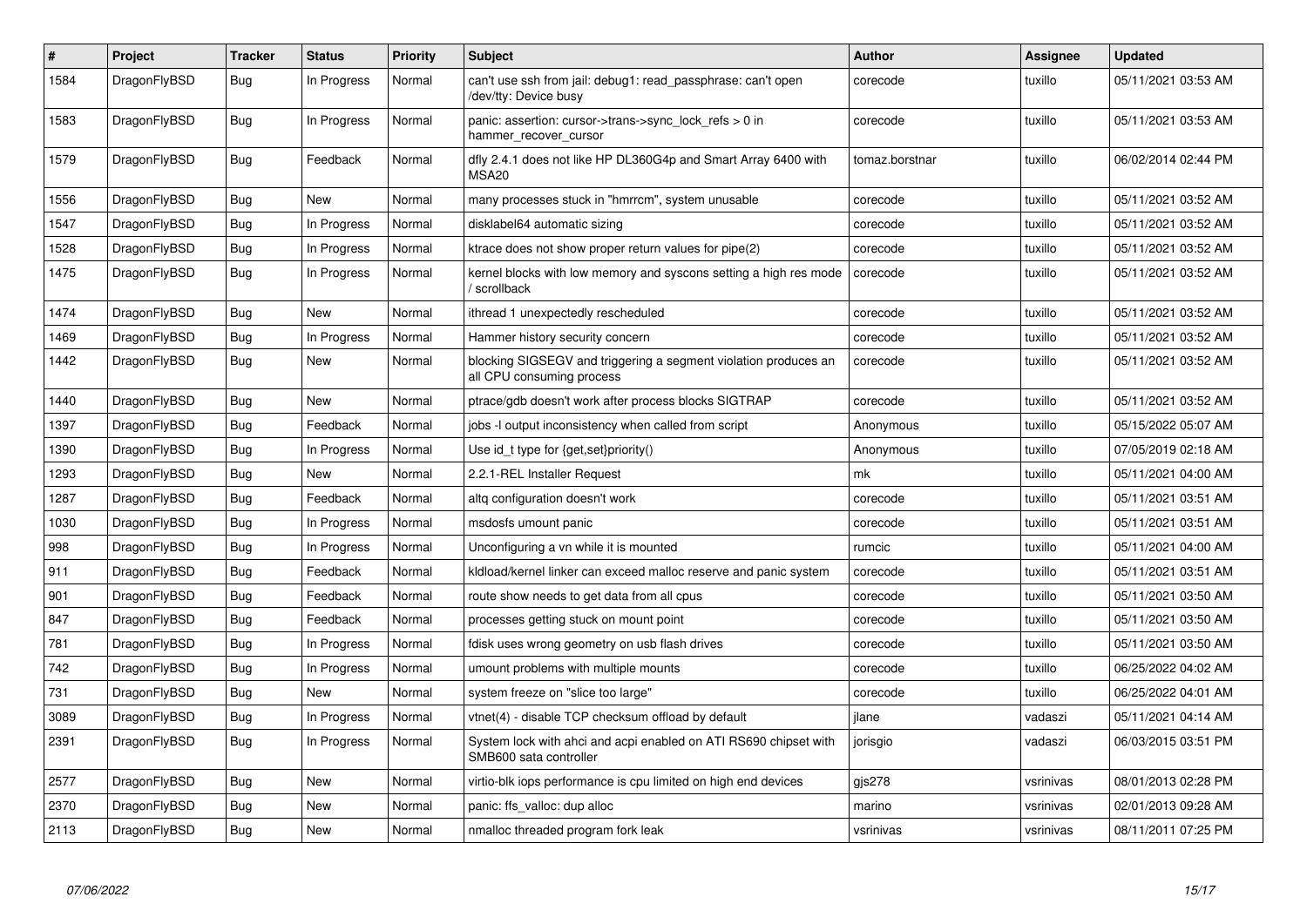| # | Project | Tracker | Status | Priority | Subject | Author | Assignee | Updated |
|---|---|---|---|---|---|---|---|---|
| 1584 | DragonFlyBSD | Bug | In Progress | Normal | can't use ssh from jail: debug1: read_passphrase: can't open /dev/tty: Device busy | corecode | tuxillo | 05/11/2021 03:53 AM |
| 1583 | DragonFlyBSD | Bug | In Progress | Normal | panic: assertion: cursor->trans->sync_lock_refs > 0 in hammer_recover_cursor | corecode | tuxillo | 05/11/2021 03:53 AM |
| 1579 | DragonFlyBSD | Bug | Feedback | Normal | dfly 2.4.1 does not like HP DL360G4p and Smart Array 6400 with MSA20 | tomaz.borstnar | tuxillo | 06/02/2014 02:44 PM |
| 1556 | DragonFlyBSD | Bug | New | Normal | many processes stuck in "hmrrcm", system unusable | corecode | tuxillo | 05/11/2021 03:52 AM |
| 1547 | DragonFlyBSD | Bug | In Progress | Normal | disklabel64 automatic sizing | corecode | tuxillo | 05/11/2021 03:52 AM |
| 1528 | DragonFlyBSD | Bug | In Progress | Normal | ktrace does not show proper return values for pipe(2) | corecode | tuxillo | 05/11/2021 03:52 AM |
| 1475 | DragonFlyBSD | Bug | In Progress | Normal | kernel blocks with low memory and syscons setting a high res mode / scrollback | corecode | tuxillo | 05/11/2021 03:52 AM |
| 1474 | DragonFlyBSD | Bug | New | Normal | ithread 1 unexpectedly rescheduled | corecode | tuxillo | 05/11/2021 03:52 AM |
| 1469 | DragonFlyBSD | Bug | In Progress | Normal | Hammer history security concern | corecode | tuxillo | 05/11/2021 03:52 AM |
| 1442 | DragonFlyBSD | Bug | New | Normal | blocking SIGSEGV and triggering a segment violation produces an all CPU consuming process | corecode | tuxillo | 05/11/2021 03:52 AM |
| 1440 | DragonFlyBSD | Bug | New | Normal | ptrace/gdb doesn't work after process blocks SIGTRAP | corecode | tuxillo | 05/11/2021 03:52 AM |
| 1397 | DragonFlyBSD | Bug | Feedback | Normal | jobs -l output inconsistency when called from script | Anonymous | tuxillo | 05/15/2022 05:07 AM |
| 1390 | DragonFlyBSD | Bug | In Progress | Normal | Use id_t type for {get,set}priority() | Anonymous | tuxillo | 07/05/2019 02:18 AM |
| 1293 | DragonFlyBSD | Bug | New | Normal | 2.2.1-REL Installer Request | mk | tuxillo | 05/11/2021 04:00 AM |
| 1287 | DragonFlyBSD | Bug | Feedback | Normal | altq configuration doesn't work | corecode | tuxillo | 05/11/2021 03:51 AM |
| 1030 | DragonFlyBSD | Bug | In Progress | Normal | msdosfs umount panic | corecode | tuxillo | 05/11/2021 03:51 AM |
| 998 | DragonFlyBSD | Bug | In Progress | Normal | Unconfiguring a vn while it is mounted | rumcic | tuxillo | 05/11/2021 04:00 AM |
| 911 | DragonFlyBSD | Bug | Feedback | Normal | kldload/kernel linker can exceed malloc reserve and panic system | corecode | tuxillo | 05/11/2021 03:51 AM |
| 901 | DragonFlyBSD | Bug | Feedback | Normal | route show needs to get data from all cpus | corecode | tuxillo | 05/11/2021 03:50 AM |
| 847 | DragonFlyBSD | Bug | Feedback | Normal | processes getting stuck on mount point | corecode | tuxillo | 05/11/2021 03:50 AM |
| 781 | DragonFlyBSD | Bug | In Progress | Normal | fdisk uses wrong geometry on usb flash drives | corecode | tuxillo | 05/11/2021 03:50 AM |
| 742 | DragonFlyBSD | Bug | In Progress | Normal | umount problems with multiple mounts | corecode | tuxillo | 06/25/2022 04:02 AM |
| 731 | DragonFlyBSD | Bug | New | Normal | system freeze on "slice too large" | corecode | tuxillo | 06/25/2022 04:01 AM |
| 3089 | DragonFlyBSD | Bug | In Progress | Normal | vtnet(4) - disable TCP checksum offload by default | jlane | vadaszi | 05/11/2021 04:14 AM |
| 2391 | DragonFlyBSD | Bug | In Progress | Normal | System lock with ahci and acpi enabled on ATI RS690 chipset with SMB600 sata controller | jorisgio | vadaszi | 06/03/2015 03:51 PM |
| 2577 | DragonFlyBSD | Bug | New | Normal | virtio-blk iops performance is cpu limited on high end devices | gjs278 | vsrinivas | 08/01/2013 02:28 PM |
| 2370 | DragonFlyBSD | Bug | New | Normal | panic: ffs_valloc: dup alloc | marino | vsrinivas | 02/01/2013 09:28 AM |
| 2113 | DragonFlyBSD | Bug | New | Normal | nmalloc threaded program fork leak | vsrinivas | vsrinivas | 08/11/2011 07:25 PM |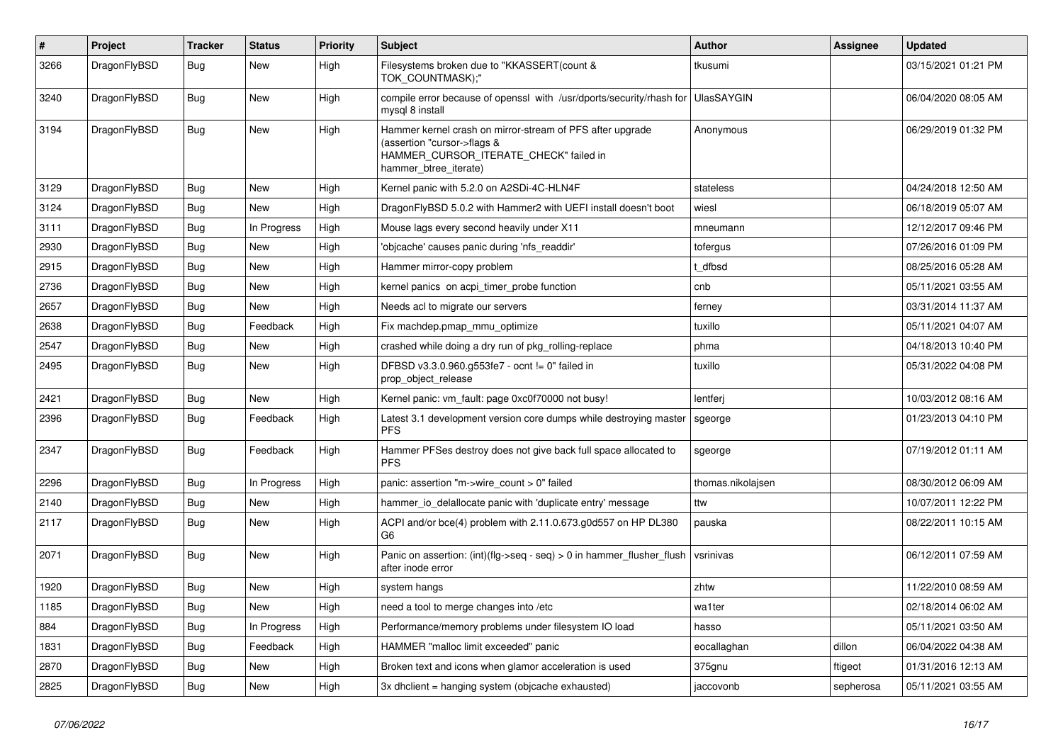| # | Project | Tracker | Status | Priority | Subject | Author | Assignee | Updated |
|---|---|---|---|---|---|---|---|---|
| 3266 | DragonFlyBSD | Bug | New | High | Filesystems broken due to "KKASSERT(count & TOK_COUNTMASK);" | tkusumi | | 03/15/2021 01:21 PM |
| 3240 | DragonFlyBSD | Bug | New | High | compile error because of openssl with /usr/dports/security/rhash for mysql 8 install | UlasSAYGIN | | 06/04/2020 08:05 AM |
| 3194 | DragonFlyBSD | Bug | New | High | Hammer kernel crash on mirror-stream of PFS after upgrade (assertion "cursor->flags & HAMMER_CURSOR_ITERATE_CHECK" failed in hammer_btree_iterate) | Anonymous | | 06/29/2019 01:32 PM |
| 3129 | DragonFlyBSD | Bug | New | High | Kernel panic with 5.2.0 on A2SDi-4C-HLN4F | stateless | | 04/24/2018 12:50 AM |
| 3124 | DragonFlyBSD | Bug | New | High | DragonFlyBSD 5.0.2 with Hammer2 with UEFI install doesn't boot | wiesl | | 06/18/2019 05:07 AM |
| 3111 | DragonFlyBSD | Bug | In Progress | High | Mouse lags every second heavily under X11 | mneumann | | 12/12/2017 09:46 PM |
| 2930 | DragonFlyBSD | Bug | New | High | 'objcache' causes panic during 'nfs_readdir' | tofergus | | 07/26/2016 01:09 PM |
| 2915 | DragonFlyBSD | Bug | New | High | Hammer mirror-copy problem | t_dfbsd | | 08/25/2016 05:28 AM |
| 2736 | DragonFlyBSD | Bug | New | High | kernel panics on acpi_timer_probe function | cnb | | 05/11/2021 03:55 AM |
| 2657 | DragonFlyBSD | Bug | New | High | Needs acl to migrate our servers | ferney | | 03/31/2014 11:37 AM |
| 2638 | DragonFlyBSD | Bug | Feedback | High | Fix machdep.pmap_mmu_optimize | tuxillo | | 05/11/2021 04:07 AM |
| 2547 | DragonFlyBSD | Bug | New | High | crashed while doing a dry run of pkg_rolling-replace | phma | | 04/18/2013 10:40 PM |
| 2495 | DragonFlyBSD | Bug | New | High | DFBSD v3.3.0.960.g553fe7 - ocnt != 0" failed in prop_object_release | tuxillo | | 05/31/2022 04:08 PM |
| 2421 | DragonFlyBSD | Bug | New | High | Kernel panic: vm_fault: page 0xc0f70000 not busy! | lentferj | | 10/03/2012 08:16 AM |
| 2396 | DragonFlyBSD | Bug | Feedback | High | Latest 3.1 development version core dumps while destroying master PFS | sgeorge | | 01/23/2013 04:10 PM |
| 2347 | DragonFlyBSD | Bug | Feedback | High | Hammer PFSes destroy does not give back full space allocated to PFS | sgeorge | | 07/19/2012 01:11 AM |
| 2296 | DragonFlyBSD | Bug | In Progress | High | panic: assertion "m->wire_count > 0" failed | thomas.nikolajsen | | 08/30/2012 06:09 AM |
| 2140 | DragonFlyBSD | Bug | New | High | hammer_io_delallocate panic with 'duplicate entry' message | ttw | | 10/07/2011 12:22 PM |
| 2117 | DragonFlyBSD | Bug | New | High | ACPI and/or bce(4) problem with 2.11.0.673.g0d557 on HP DL380 G6 | pauska | | 08/22/2011 10:15 AM |
| 2071 | DragonFlyBSD | Bug | New | High | Panic on assertion: (int)(flg->seq - seq) > 0 in hammer_flusher_flush after inode error | vsrinivas | | 06/12/2011 07:59 AM |
| 1920 | DragonFlyBSD | Bug | New | High | system hangs | zhtw | | 11/22/2010 08:59 AM |
| 1185 | DragonFlyBSD | Bug | New | High | need a tool to merge changes into /etc | wa1ter | | 02/18/2014 06:02 AM |
| 884 | DragonFlyBSD | Bug | In Progress | High | Performance/memory problems under filesystem IO load | hasso | | 05/11/2021 03:50 AM |
| 1831 | DragonFlyBSD | Bug | Feedback | High | HAMMER "malloc limit exceeded" panic | eocallaghan | dillon | 06/04/2022 04:38 AM |
| 2870 | DragonFlyBSD | Bug | New | High | Broken text and icons when glamor acceleration is used | 375gnu | ftigeot | 01/31/2016 12:13 AM |
| 2825 | DragonFlyBSD | Bug | New | High | 3x dhclient = hanging system (objcache exhausted) | jaccovonb | sepherosa | 05/11/2021 03:55 AM |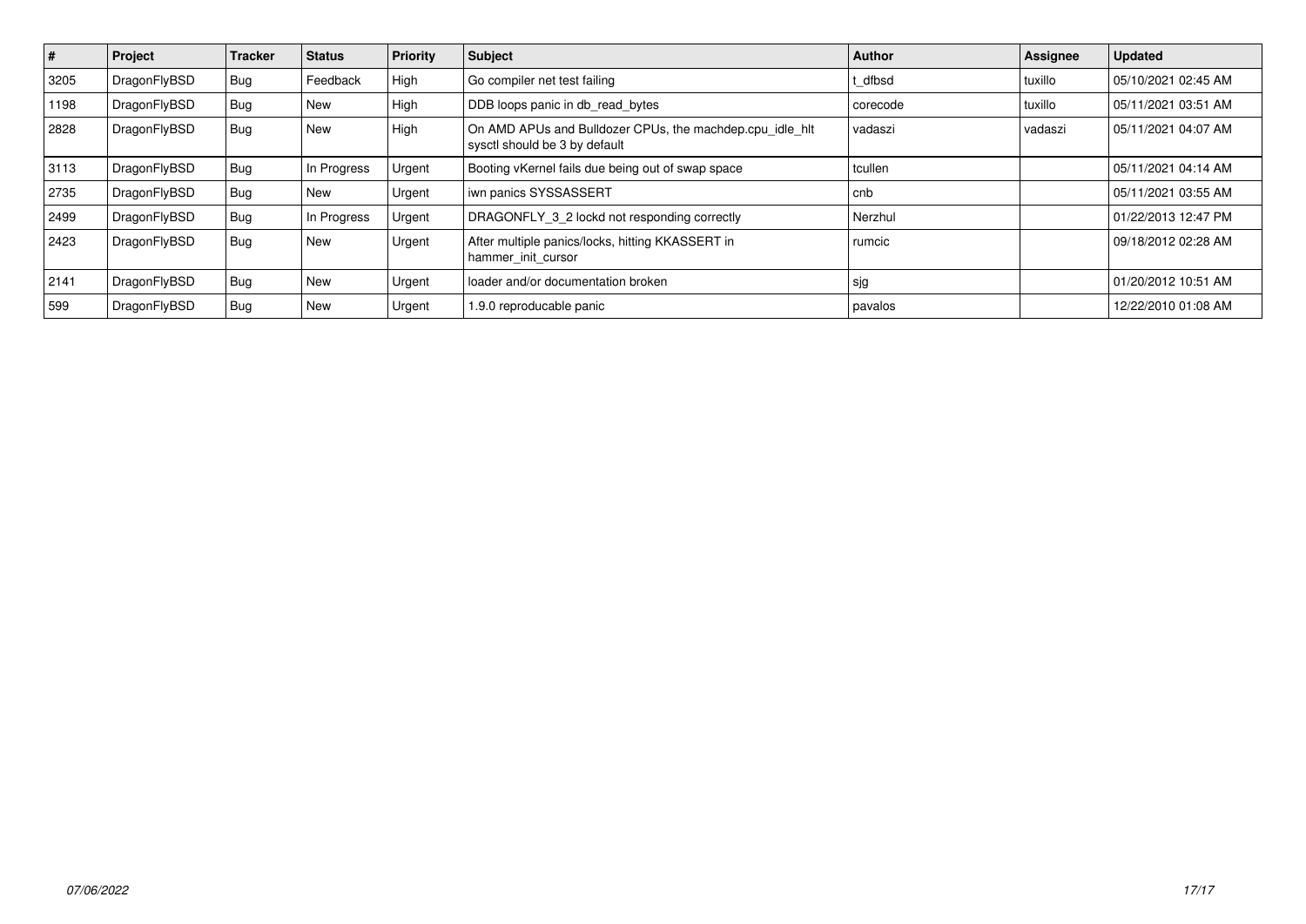| # | Project | Tracker | Status | Priority | Subject | Author | Assignee | Updated |
|---|---|---|---|---|---|---|---|---|
| 3205 | DragonFlyBSD | Bug | Feedback | High | Go compiler net test failing | t_dfbsd | tuxillo | 05/10/2021 02:45 AM |
| 1198 | DragonFlyBSD | Bug | New | High | DDB loops panic in db_read_bytes | corecode | tuxillo | 05/11/2021 03:51 AM |
| 2828 | DragonFlyBSD | Bug | New | High | On AMD APUs and Bulldozer CPUs, the machdep.cpu_idle_hlt sysctl should be 3 by default | vadaszi | vadaszi | 05/11/2021 04:07 AM |
| 3113 | DragonFlyBSD | Bug | In Progress | Urgent | Booting vKernel fails due being out of swap space | tcullen | | 05/11/2021 04:14 AM |
| 2735 | DragonFlyBSD | Bug | New | Urgent | iwn panics SYSSASSERT | cnb | | 05/11/2021 03:55 AM |
| 2499 | DragonFlyBSD | Bug | In Progress | Urgent | DRAGONFLY_3_2 lockd not responding correctly | Nerzhul | | 01/22/2013 12:47 PM |
| 2423 | DragonFlyBSD | Bug | New | Urgent | After multiple panics/locks, hitting KKASSERT in hammer_init_cursor | rumcic | | 09/18/2012 02:28 AM |
| 2141 | DragonFlyBSD | Bug | New | Urgent | loader and/or documentation broken | sjg | | 01/20/2012 10:51 AM |
| 599 | DragonFlyBSD | Bug | New | Urgent | 1.9.0 reproducable panic | pavalos | | 12/22/2010 01:08 AM |